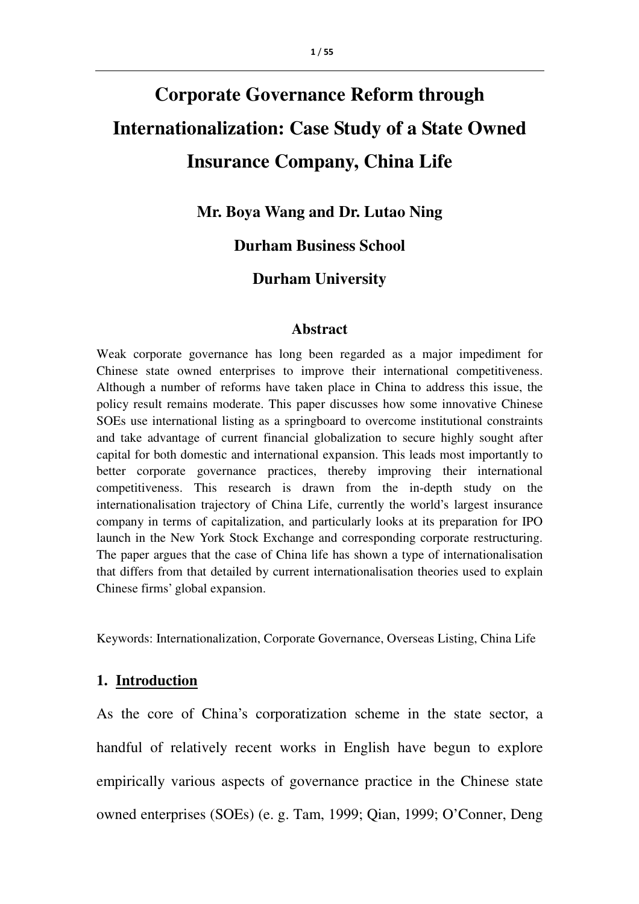# Corporate Governance Reform through Internationalization: Case Study of a State Owned Insurance Company, China Life

**Mr. Boya Wang and Dr. Lutao Ning**

**Durham Business School**

**Durham University**

## Abstract

Weak corporate governance has long been regarded as a major impediment for Chinese state owned enterprises to improve their international competitiveness. Although a number of reforms have taken place in China to address this issue, the policy result remains moderate. This paper discusses how some innovative Chinese SOEs use international listing as a springboard to overcome institutional constraints and take advantage of current financial globalization to secure highly sought after capital for both domestic and international expansion. This leads most importantly to better corporate governance practices, thereby improving their international competitiveness. This research is drawn from the in-depth study on the internationalisation trajectory of China Life, currently the world's largest insurance company in terms of capitalization, and particularly looks at its preparation for IPO launch in the New York Stock Exchange and corresponding corporate restructuring. The paper argues that the case of China life has shown a type of internationalisation that differs from that detailed by current internationalisation theories used to explain Chinese firms' global expansion.

Keywords: Internationalization, Corporate Governance, Overseas Listing, China Life

## 1. Introduction

As the core of China's corporatization scheme in the state sector, a handful of relatively recent works in English have begun to explore empirically various aspects of governance practice in the Chinese state owned enterprises (SOEs) (e. g. Tam, 1999; Qian, 1999; O'Conner, Deng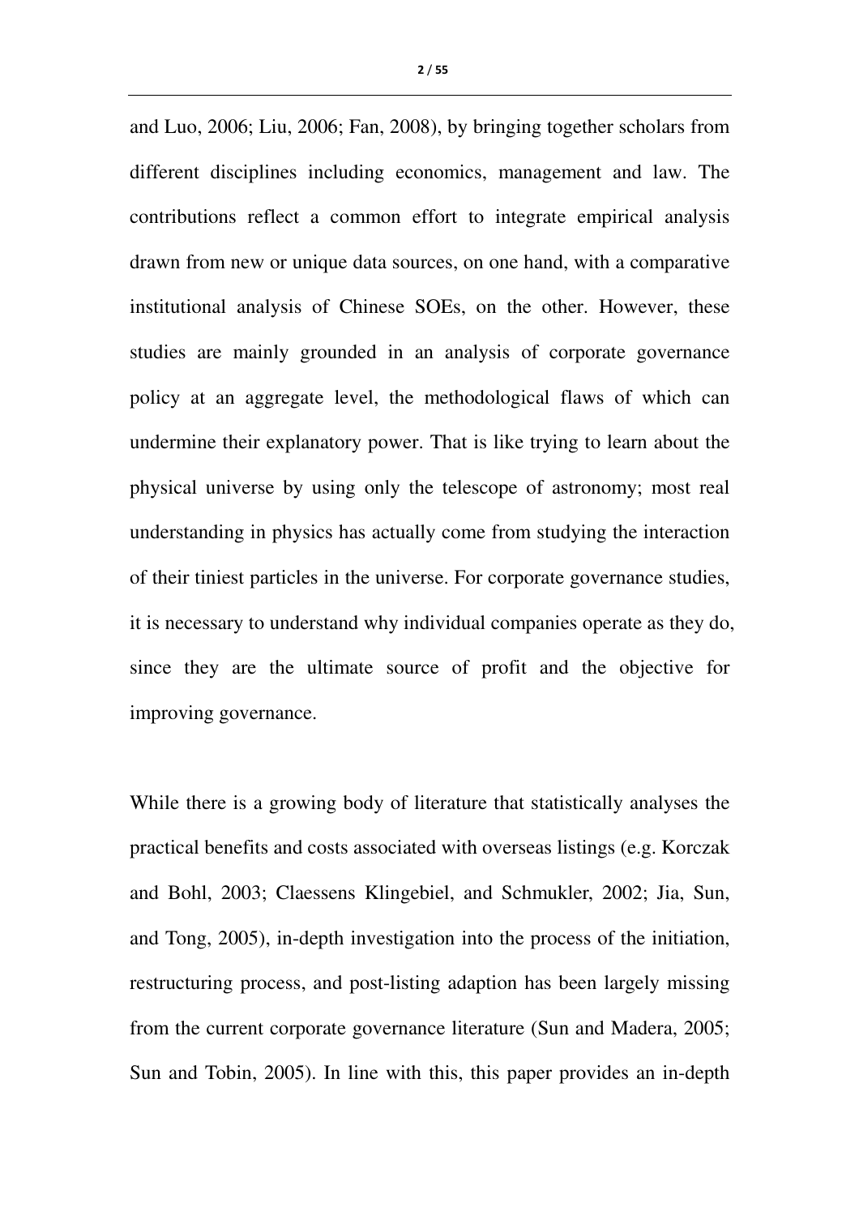and Luo, 2006; Liu, 2006; Fan, 2008), by bringing together scholars from different disciplines including economics, management and law. The contributions reflect a common effort to integrate empirical analysis drawn from new or unique data sources, on one hand, with a comparative institutional analysis of Chinese SOEs, on the other. However, these studies are mainly grounded in an analysis of corporate governance policy at an aggregate level, the methodological flaws of which can undermine their explanatory power. That is like trying to learn about the physical universe by using only the telescope of astronomy; most real understanding in physics has actually come from studying the interaction of their tiniest particles in the universe. For corporate governance studies, it is necessary to understand why individual companies operate as they do, since they are the ultimate source of profit and the objective for improving governance.

While there is a growing body of literature that statistically analyses the practical benefits and costs associated with overseas listings (e.g. Korczak and Bohl, 2003; Claessens Klingebiel, and Schmukler, 2002; Jia, Sun, and Tong, 2005), in-depth investigation into the process of the initiation, restructuring process, and post-listing adaption has been largely missing from the current corporate governance literature (Sun and Madera, 2005; Sun and Tobin, 2005). In line with this, this paper provides an in-depth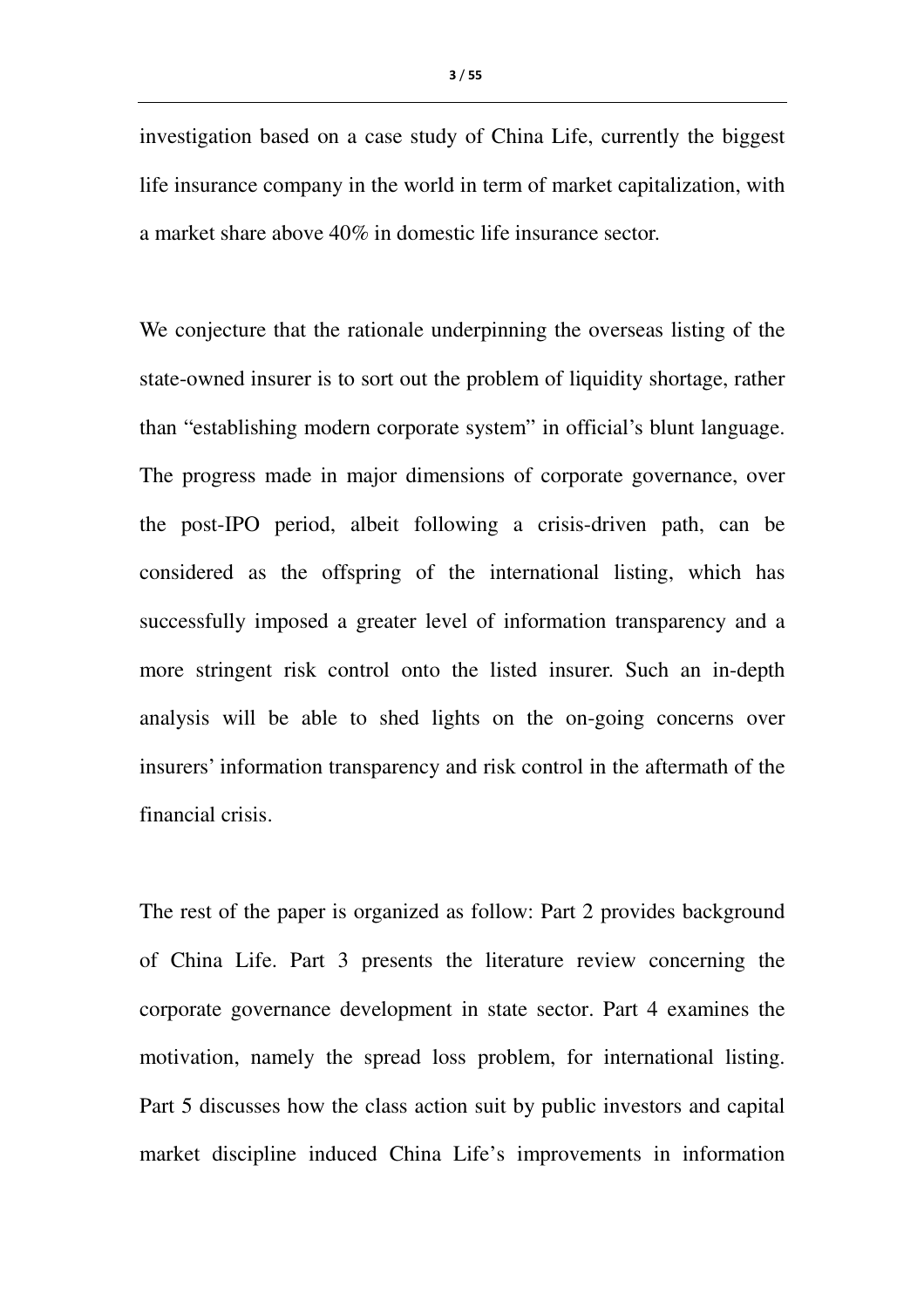investigation based on a case study of China Life, currently the biggest life insurance company in the world in term of market capitalization, with a market share above 40% in domestic life insurance sector.

We conjecture that the rationale underpinning the overseas listing of the state-owned insurer is to sort out the problem of liquidity shortage, rather than "establishing modern corporate system" in official's blunt language. The progress made in major dimensions of corporate governance, over the post-IPO period, albeit following a crisis-driven path, can be considered as the offspring of the international listing, which has successfully imposed a greater level of information transparency and a more stringent risk control onto the listed insurer. Such an in-depth analysis will be able to shed lights on the on-going concerns over insurers' information transparency and risk control in the aftermath of the financial crisis.

The rest of the paper is organized as follow: Part 2 provides background of China Life. Part 3 presents the literature review concerning the corporate governance development in state sector. Part 4 examines the motivation, namely the spread loss problem, for international listing. Part 5 discusses how the class action suit by public investors and capital market discipline induced China Life's improvements in information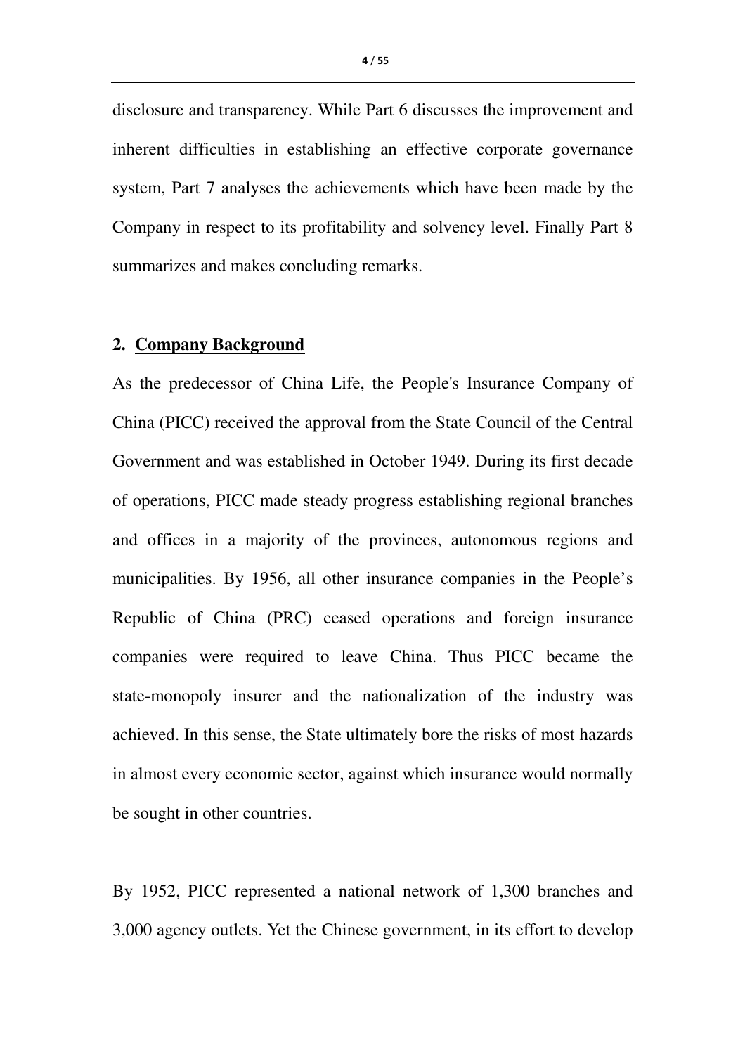disclosure and transparency. While Part 6 discusses the improvement and inherent difficulties in establishing an effective corporate governance system, Part 7 analyses the achievements which have been made by the Company in respect to its profitability and solvency level. Finally Part 8 summarizes and makes concluding remarks.

## 2. Company Background

As the predecessor of China Life, the People's Insurance Company of China (PICC) received the approval from the State Council of the Central Government and was established in October 1949. During its first decade of operations, PICC made steady progress establishing regional branches and offices in a majority of the provinces, autonomous regions and municipalities. By 1956, all other insurance companies in the People's Republic of China (PRC) ceased operations and foreign insurance companies were required to leave China. Thus PICC became the state-monopoly insurer and the nationalization of the industry was achieved. In this sense, the State ultimately bore the risks of most hazards in almost every economic sector, against which insurance would normally be sought in other countries.

By 1952, PICC represented a national network of 1,300 branches and 3,000 agency outlets. Yet the Chinese government, in its effort to develop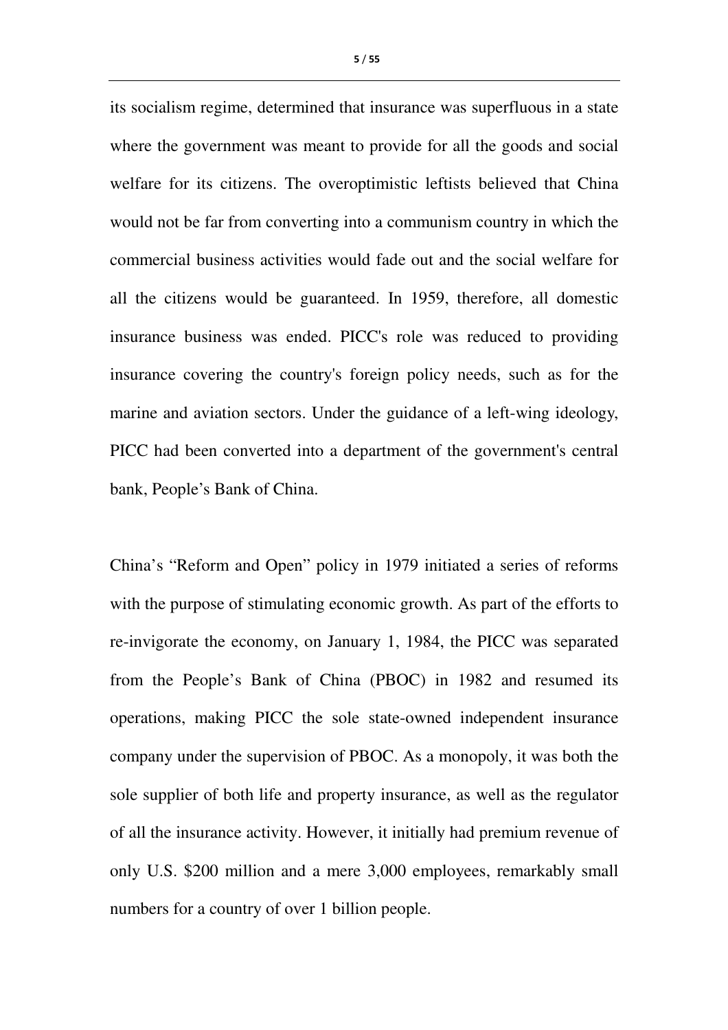its socialism regime, determined that insurance was superfluous in a state where the government was meant to provide for all the goods and social welfare for its citizens. The overoptimistic leftists believed that China would not be far from converting into a communism country in which the commercial business activities would fade out and the social welfare for all the citizens would be guaranteed. In 1959, therefore, all domestic insurance business was ended. PICC's role was reduced to providing insurance covering the country's foreign policy needs, such as for the marine and aviation sectors. Under the guidance of a left-wing ideology, PICC had been converted into a department of the government's central bank, People's Bank of China.

China's "Reform and Open" policy in 1979 initiated a series of reforms with the purpose of stimulating economic growth. As part of the efforts to re-invigorate the economy, on January 1, 1984, the PICC was separated from the People's Bank of China (PBOC) in 1982 and resumed its operations, making PICC the sole state-owned independent insurance company under the supervision of PBOC. As a monopoly, it was both the sole supplier of both life and property insurance, as well as the regulator of all the insurance activity. However, it initially had premium revenue of only U.S. $200 million and a mere 3,000 employees, remarkably small numbers for a country of over 1 billion people.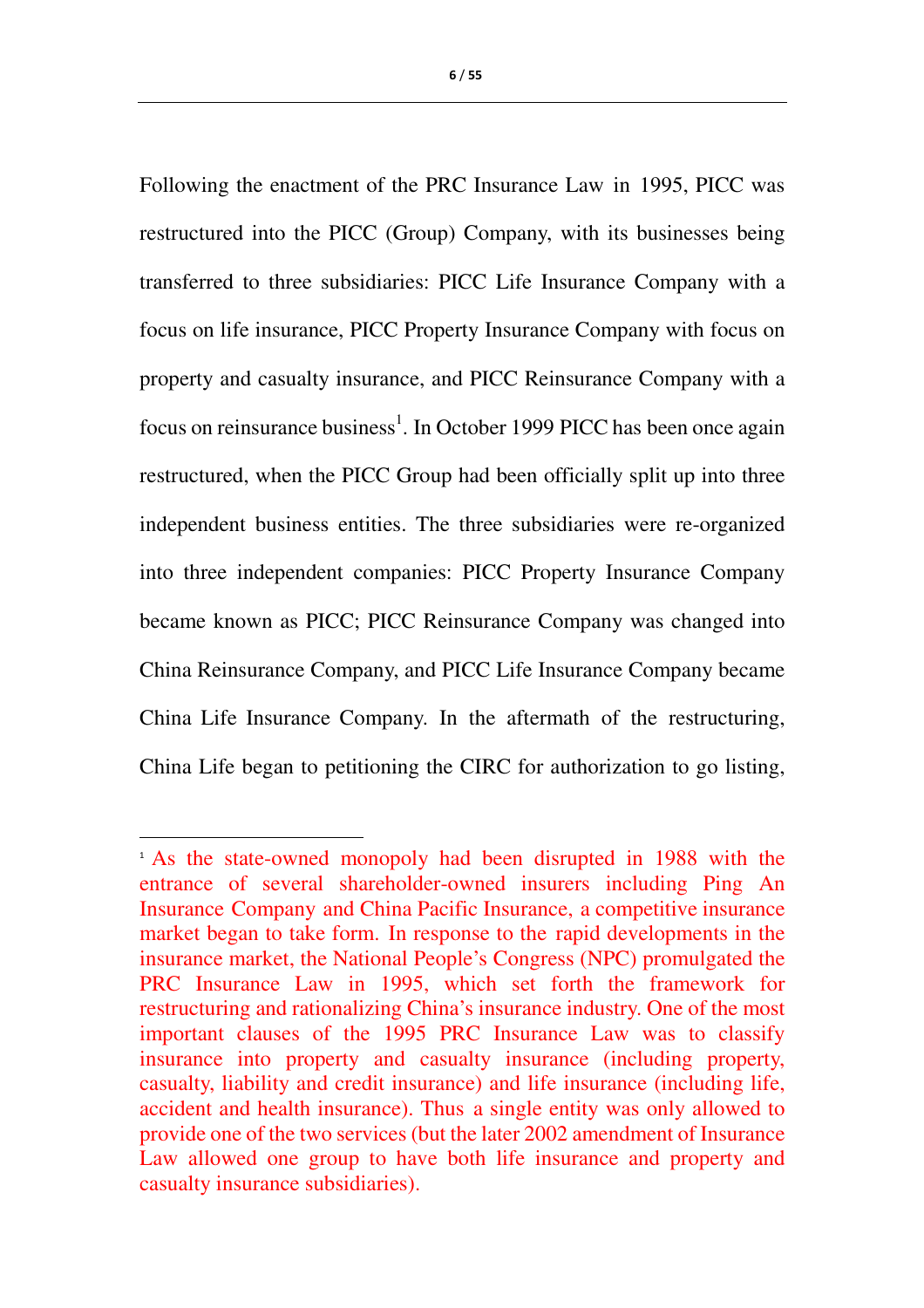Following the enactment of the PRC Insurance Law in 1995, PICC was restructured into the PICC (Group) Company, with its businesses being transferred to three subsidiaries: PICC Life Insurance Company with a focus on life insurance, PICC Property Insurance Company with focus on property and casualty insurance, and PICC Reinsurance Company with a focus on reinsurance business[1]. In October 1999 PICC has been once again restructured, when the PICC Group had been officially split up into three independent business entities. The three subsidiaries were re-organized into three independent companies: PICC Property Insurance Company became known as PICC; PICC Reinsurance Company was changed into China Reinsurance Company, and PICC Life Insurance Company became China Life Insurance Company. In the aftermath of the restructuring, China Life began to petitioning the CIRC for authorization to go listing,

---

[1] As the state-owned monopoly had been disrupted in 1988 with the entrance of several shareholder-owned insurers including Ping An Insurance Company and China Pacific Insurance, a competitive insurance market began to take form. In response to the rapid developments in the insurance market, the National People's Congress (NPC) promulgated the PRC Insurance Law in 1995, which set forth the framework for restructuring and rationalizing China's insurance industry. One of the most important clauses of the 1995 PRC Insurance Law was to classify insurance into property and casualty insurance (including property, casualty, liability and credit insurance) and life insurance (including life, accident and health insurance). Thus a single entity was only allowed to provide one of the two services (but the later 2002 amendment of Insurance Law allowed one group to have both life insurance and property and casualty insurance subsidiaries).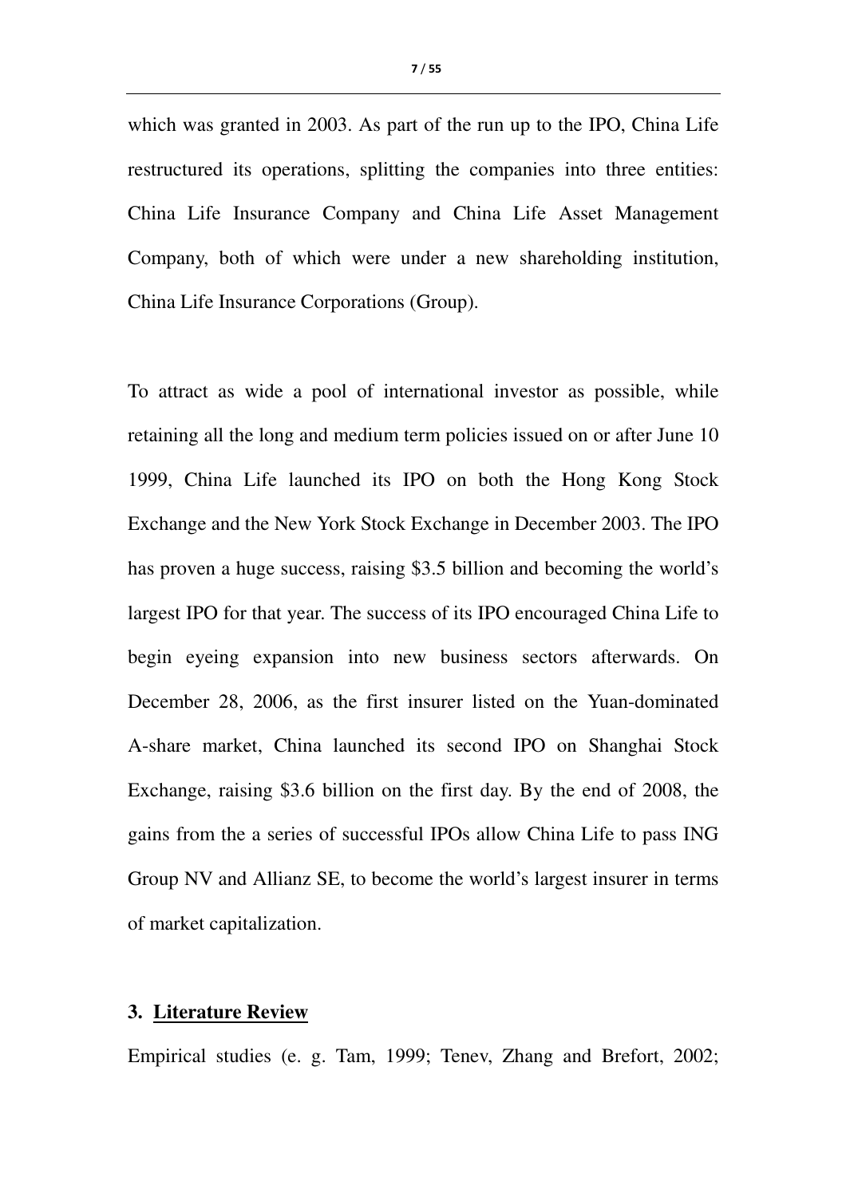which was granted in 2003. As part of the run up to the IPO, China Life restructured its operations, splitting the companies into three entities: China Life Insurance Company and China Life Asset Management Company, both of which were under a new shareholding institution, China Life Insurance Corporations (Group).

To attract as wide a pool of international investor as possible, while retaining all the long and medium term policies issued on or after June 10 1999, China Life launched its IPO on both the Hong Kong Stock Exchange and the New York Stock Exchange in December 2003. The IPO has proven a huge success, raising $3.5 billion and becoming the world's largest IPO for that year. The success of its IPO encouraged China Life to begin eyeing expansion into new business sectors afterwards. On December 28, 2006, as the first insurer listed on the Yuan-dominated A-share market, China launched its second IPO on Shanghai Stock Exchange, raising $3.6 billion on the first day. By the end of 2008, the gains from the a series of successful IPOs allow China Life to pass ING Group NV and Allianz SE, to become the world's largest insurer in terms of market capitalization.

## 3. Literature Review

Empirical studies (e. g. Tam, 1999; Tenev, Zhang and Brefort, 2002;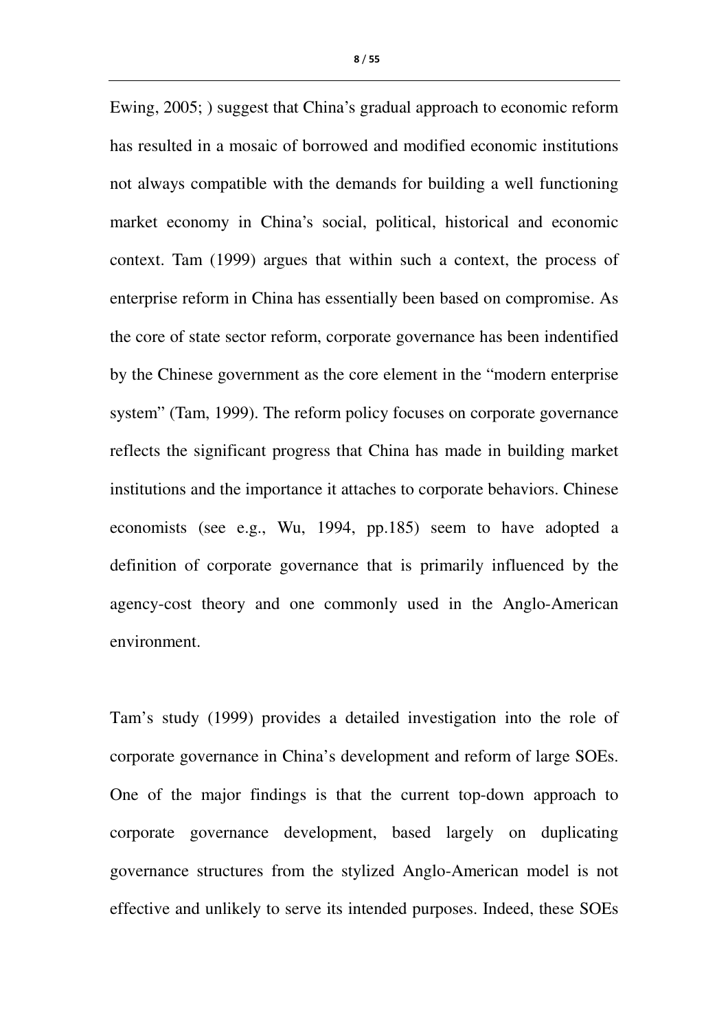Ewing, 2005; ) suggest that China's gradual approach to economic reform has resulted in a mosaic of borrowed and modified economic institutions not always compatible with the demands for building a well functioning market economy in China's social, political, historical and economic context. Tam (1999) argues that within such a context, the process of enterprise reform in China has essentially been based on compromise. As the core of state sector reform, corporate governance has been indentified by the Chinese government as the core element in the "modern enterprise system" (Tam, 1999). The reform policy focuses on corporate governance reflects the significant progress that China has made in building market institutions and the importance it attaches to corporate behaviors. Chinese economists (see e.g., Wu, 1994, pp.185) seem to have adopted a definition of corporate governance that is primarily influenced by the agency-cost theory and one commonly used in the Anglo-American environment.

Tam's study (1999) provides a detailed investigation into the role of corporate governance in China's development and reform of large SOEs. One of the major findings is that the current top-down approach to corporate governance development, based largely on duplicating governance structures from the stylized Anglo-American model is not effective and unlikely to serve its intended purposes. Indeed, these SOEs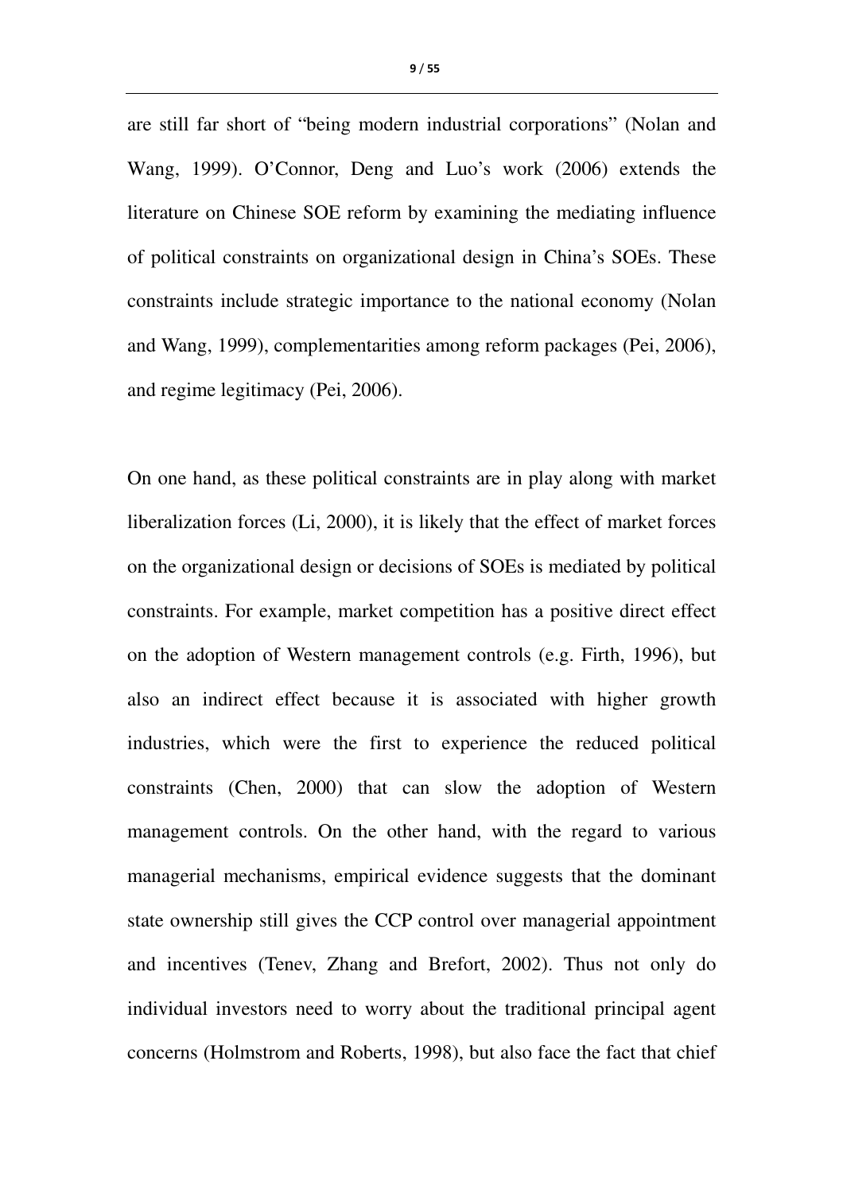are still far short of "being modern industrial corporations" (Nolan and Wang, 1999). O'Connor, Deng and Luo's work (2006) extends the literature on Chinese SOE reform by examining the mediating influence of political constraints on organizational design in China's SOEs. These constraints include strategic importance to the national economy (Nolan and Wang, 1999), complementarities among reform packages (Pei, 2006), and regime legitimacy (Pei, 2006).

On one hand, as these political constraints are in play along with market liberalization forces (Li, 2000), it is likely that the effect of market forces on the organizational design or decisions of SOEs is mediated by political constraints. For example, market competition has a positive direct effect on the adoption of Western management controls (e.g. Firth, 1996), but also an indirect effect because it is associated with higher growth industries, which were the first to experience the reduced political constraints (Chen, 2000) that can slow the adoption of Western management controls. On the other hand, with the regard to various managerial mechanisms, empirical evidence suggests that the dominant state ownership still gives the CCP control over managerial appointment and incentives (Tenev, Zhang and Brefort, 2002). Thus not only do individual investors need to worry about the traditional principal agent concerns (Holmstrom and Roberts, 1998), but also face the fact that chief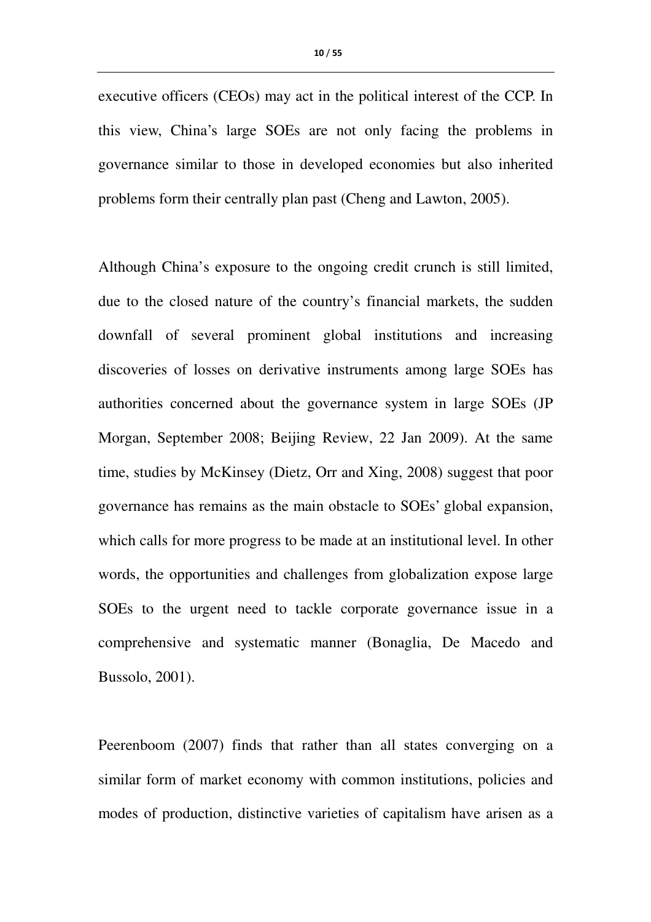executive officers (CEOs) may act in the political interest of the CCP. In this view, China's large SOEs are not only facing the problems in governance similar to those in developed economies but also inherited problems form their centrally plan past (Cheng and Lawton, 2005).

Although China's exposure to the ongoing credit crunch is still limited, due to the closed nature of the country's financial markets, the sudden downfall of several prominent global institutions and increasing discoveries of losses on derivative instruments among large SOEs has authorities concerned about the governance system in large SOEs (JP Morgan, September 2008; Beijing Review, 22 Jan 2009). At the same time, studies by McKinsey (Dietz, Orr and Xing, 2008) suggest that poor governance has remains as the main obstacle to SOEs' global expansion, which calls for more progress to be made at an institutional level. In other words, the opportunities and challenges from globalization expose large SOEs to the urgent need to tackle corporate governance issue in a comprehensive and systematic manner (Bonaglia, De Macedo and Bussolo, 2001).

Peerenboom (2007) finds that rather than all states converging on a similar form of market economy with common institutions, policies and modes of production, distinctive varieties of capitalism have arisen as a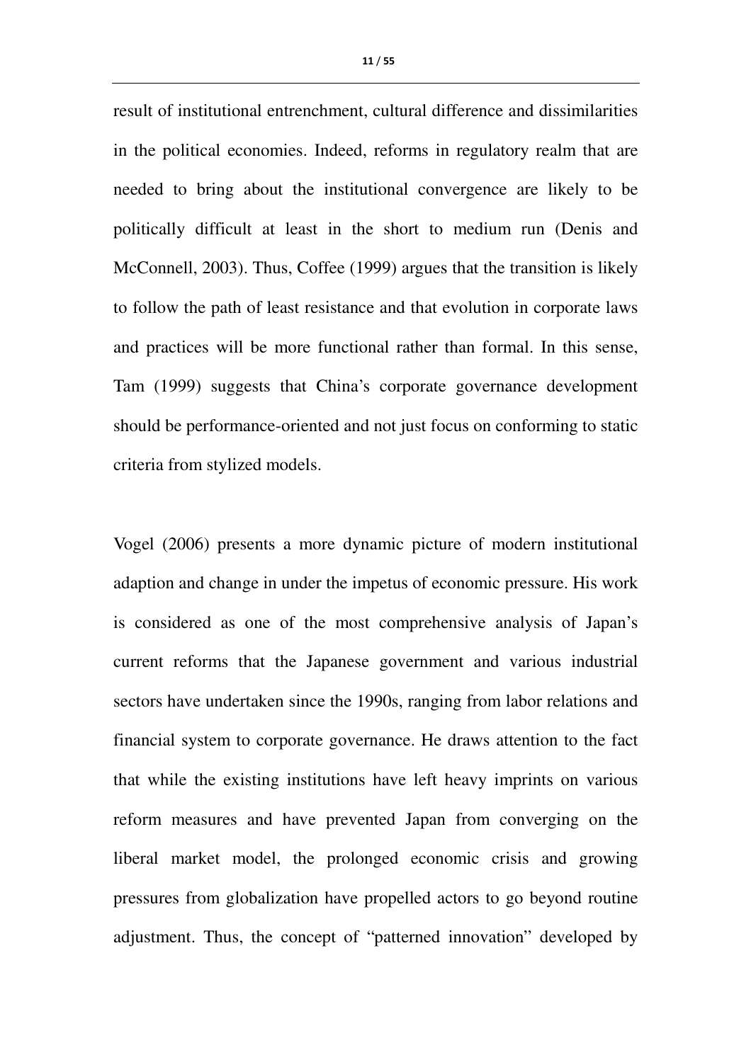result of institutional entrenchment, cultural difference and dissimilarities in the political economies. Indeed, reforms in regulatory realm that are needed to bring about the institutional convergence are likely to be politically difficult at least in the short to medium run (Denis and McConnell, 2003). Thus, Coffee (1999) argues that the transition is likely to follow the path of least resistance and that evolution in corporate laws and practices will be more functional rather than formal. In this sense, Tam (1999) suggests that China's corporate governance development should be performance-oriented and not just focus on conforming to static criteria from stylized models.

Vogel (2006) presents a more dynamic picture of modern institutional adaption and change in under the impetus of economic pressure. His work is considered as one of the most comprehensive analysis of Japan's current reforms that the Japanese government and various industrial sectors have undertaken since the 1990s, ranging from labor relations and financial system to corporate governance. He draws attention to the fact that while the existing institutions have left heavy imprints on various reform measures and have prevented Japan from converging on the liberal market model, the prolonged economic crisis and growing pressures from globalization have propelled actors to go beyond routine adjustment. Thus, the concept of "patterned innovation" developed by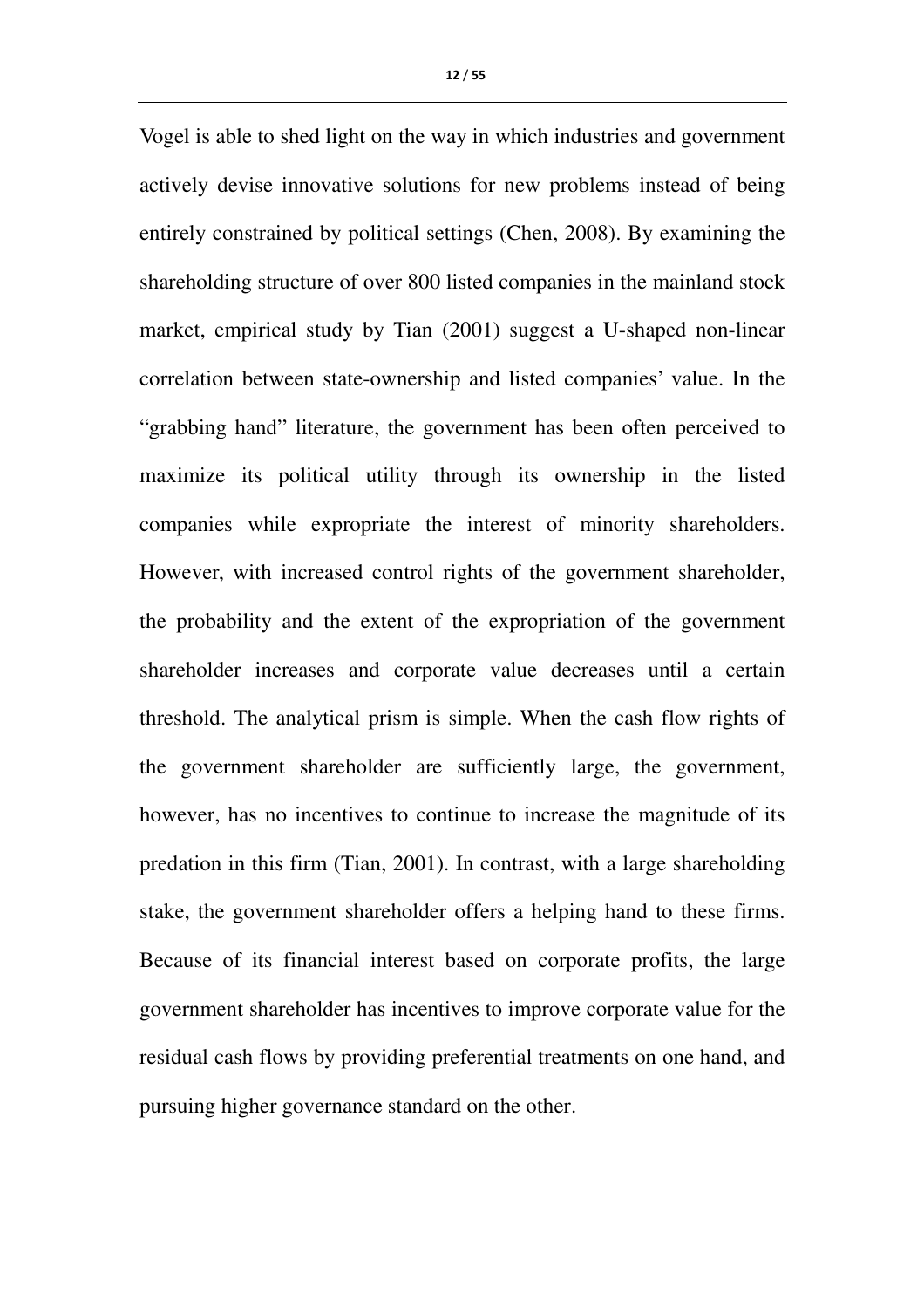Vogel is able to shed light on the way in which industries and government actively devise innovative solutions for new problems instead of being entirely constrained by political settings (Chen, 2008). By examining the shareholding structure of over 800 listed companies in the mainland stock market, empirical study by Tian (2001) suggest a U-shaped non-linear correlation between state-ownership and listed companies' value. In the "grabbing hand" literature, the government has been often perceived to maximize its political utility through its ownership in the listed companies while expropriate the interest of minority shareholders. However, with increased control rights of the government shareholder, the probability and the extent of the expropriation of the government shareholder increases and corporate value decreases until a certain threshold. The analytical prism is simple. When the cash flow rights of the government shareholder are sufficiently large, the government, however, has no incentives to continue to increase the magnitude of its predation in this firm (Tian, 2001). In contrast, with a large shareholding stake, the government shareholder offers a helping hand to these firms. Because of its financial interest based on corporate profits, the large government shareholder has incentives to improve corporate value for the residual cash flows by providing preferential treatments on one hand, and pursuing higher governance standard on the other.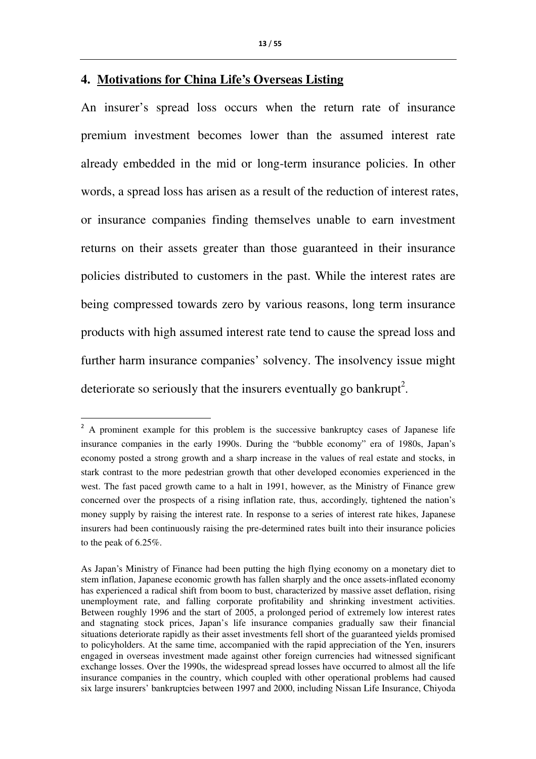## 4. Motivations for China Life's Overseas Listing

An insurer's spread loss occurs when the return rate of insurance premium investment becomes lower than the assumed interest rate already embedded in the mid or long-term insurance policies. In other words, a spread loss has arisen as a result of the reduction of interest rates, or insurance companies finding themselves unable to earn investment returns on their assets greater than those guaranteed in their insurance policies distributed to customers in the past. While the interest rates are being compressed towards zero by various reasons, long term insurance products with high assumed interest rate tend to cause the spread loss and further harm insurance companies' solvency. The insolvency issue might deteriorate so seriously that the insurers eventually go bankrupt[2].

[2] A prominent example for this problem is the successive bankruptcy cases of Japanese life insurance companies in the early 1990s. During the "bubble economy" era of 1980s, Japan's economy posted a strong growth and a sharp increase in the values of real estate and stocks, in stark contrast to the more pedestrian growth that other developed economies experienced in the west. The fast paced growth came to a halt in 1991, however, as the Ministry of Finance grew concerned over the prospects of a rising inflation rate, thus, accordingly, tightened the nation's money supply by raising the interest rate. In response to a series of interest rate hikes, Japanese insurers had been continuously raising the pre-determined rates built into their insurance policies to the peak of 6.25%.

As Japan's Ministry of Finance had been putting the high flying economy on a monetary diet to stem inflation, Japanese economic growth has fallen sharply and the once assets-inflated economy has experienced a radical shift from boom to bust, characterized by massive asset deflation, rising unemployment rate, and falling corporate profitability and shrinking investment activities. Between roughly 1996 and the start of 2005, a prolonged period of extremely low interest rates and stagnating stock prices, Japan's life insurance companies gradually saw their financial situations deteriorate rapidly as their asset investments fell short of the guaranteed yields promised to policyholders. At the same time, accompanied with the rapid appreciation of the Yen, insurers engaged in overseas investment made against other foreign currencies had witnessed significant exchange losses. Over the 1990s, the widespread spread losses have occurred to almost all the life insurance companies in the country, which coupled with other operational problems had caused six large insurers' bankruptcies between 1997 and 2000, including Nissan Life Insurance, Chiyoda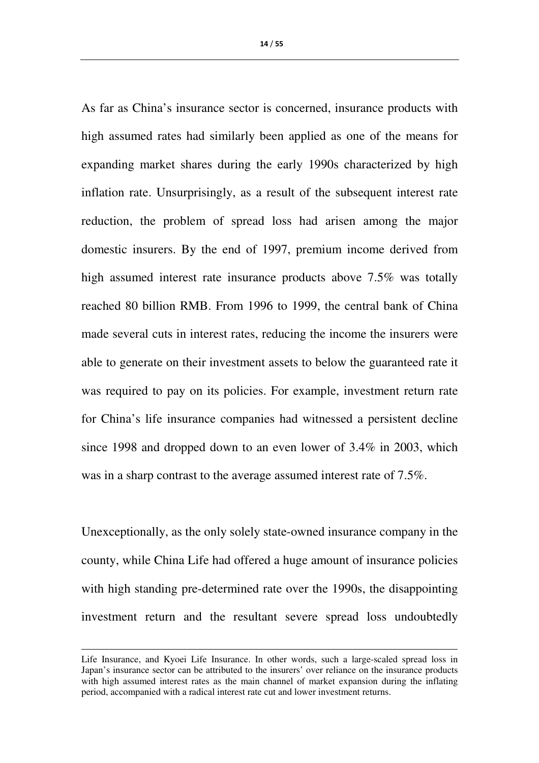As far as China's insurance sector is concerned, insurance products with high assumed rates had similarly been applied as one of the means for expanding market shares during the early 1990s characterized by high inflation rate. Unsurprisingly, as a result of the subsequent interest rate reduction, the problem of spread loss had arisen among the major domestic insurers. By the end of 1997, premium income derived from high assumed interest rate insurance products above 7.5% was totally reached 80 billion RMB. From 1996 to 1999, the central bank of China made several cuts in interest rates, reducing the income the insurers were able to generate on their investment assets to below the guaranteed rate it was required to pay on its policies. For example, investment return rate for China's life insurance companies had witnessed a persistent decline since 1998 and dropped down to an even lower of 3.4% in 2003, which was in a sharp contrast to the average assumed interest rate of 7.5%.

Unexceptionally, as the only solely state-owned insurance company in the county, while China Life had offered a huge amount of insurance policies with high standing pre-determined rate over the 1990s, the disappointing investment return and the resultant severe spread loss undoubtedly

Life Insurance, and Kyoei Life Insurance. In other words, such a large-scaled spread loss in Japan's insurance sector can be attributed to the insurers' over reliance on the insurance products with high assumed interest rates as the main channel of market expansion during the inflating period, accompanied with a radical interest rate cut and lower investment returns.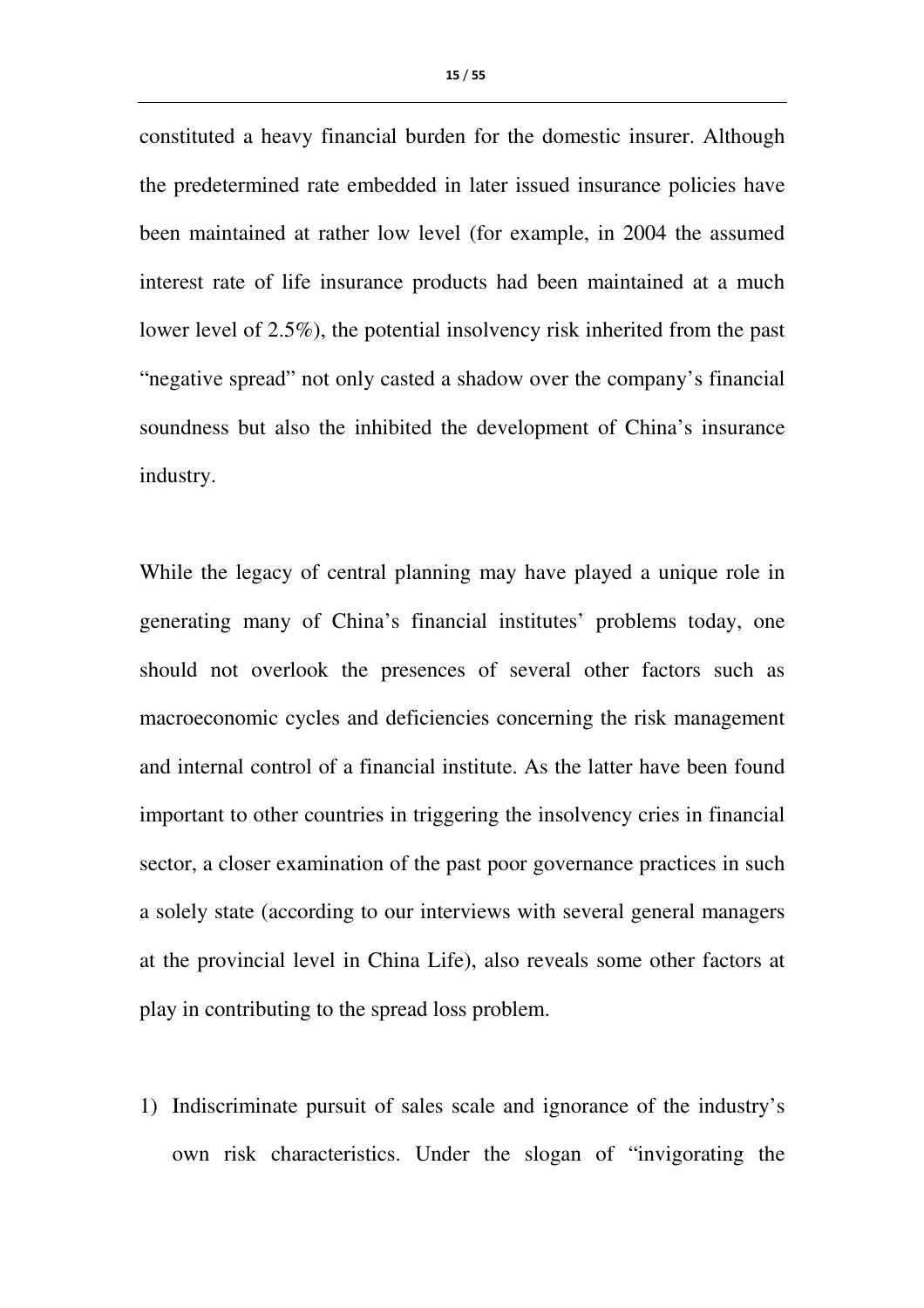constituted a heavy financial burden for the domestic insurer. Although the predetermined rate embedded in later issued insurance policies have been maintained at rather low level (for example, in 2004 the assumed interest rate of life insurance products had been maintained at a much lower level of 2.5%), the potential insolvency risk inherited from the past "negative spread" not only casted a shadow over the company's financial soundness but also the inhibited the development of China's insurance industry.

While the legacy of central planning may have played a unique role in generating many of China's financial institutes' problems today, one should not overlook the presences of several other factors such as macroeconomic cycles and deficiencies concerning the risk management and internal control of a financial institute. As the latter have been found important to other countries in triggering the insolvency cries in financial sector, a closer examination of the past poor governance practices in such a solely state (according to our interviews with several general managers at the provincial level in China Life), also reveals some other factors at play in contributing to the spread loss problem.

1) Indiscriminate pursuit of sales scale and ignorance of the industry's own risk characteristics. Under the slogan of "invigorating the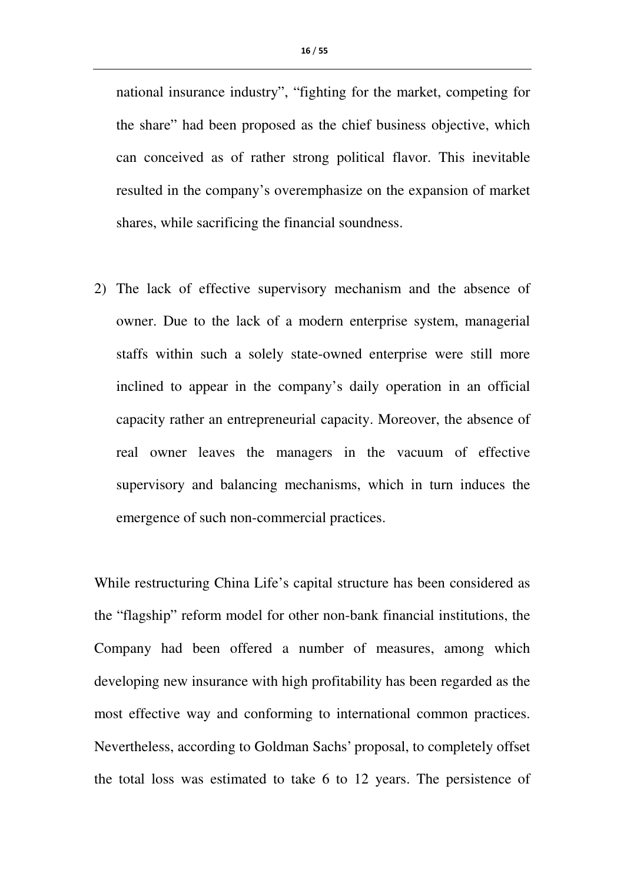national insurance industry", "fighting for the market, competing for the share" had been proposed as the chief business objective, which can conceived as of rather strong political flavor. This inevitable resulted in the company's overemphasize on the expansion of market shares, while sacrificing the financial soundness.

2) The lack of effective supervisory mechanism and the absence of owner. Due to the lack of a modern enterprise system, managerial staffs within such a solely state-owned enterprise were still more inclined to appear in the company's daily operation in an official capacity rather an entrepreneurial capacity. Moreover, the absence of real owner leaves the managers in the vacuum of effective supervisory and balancing mechanisms, which in turn induces the emergence of such non-commercial practices.

While restructuring China Life's capital structure has been considered as the "flagship" reform model for other non-bank financial institutions, the Company had been offered a number of measures, among which developing new insurance with high profitability has been regarded as the most effective way and conforming to international common practices. Nevertheless, according to Goldman Sachs' proposal, to completely offset the total loss was estimated to take 6 to 12 years. The persistence of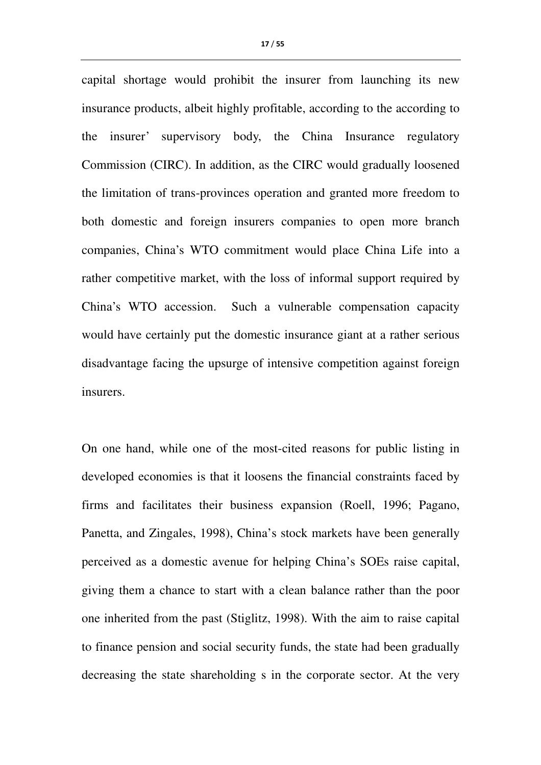capital shortage would prohibit the insurer from launching its new insurance products, albeit highly profitable, according to the according to the insurer' supervisory body, the China Insurance regulatory Commission (CIRC). In addition, as the CIRC would gradually loosened the limitation of trans-provinces operation and granted more freedom to both domestic and foreign insurers companies to open more branch companies, China's WTO commitment would place China Life into a rather competitive market, with the loss of informal support required by China's WTO accession. Such a vulnerable compensation capacity would have certainly put the domestic insurance giant at a rather serious disadvantage facing the upsurge of intensive competition against foreign insurers.

On one hand, while one of the most-cited reasons for public listing in developed economies is that it loosens the financial constraints faced by firms and facilitates their business expansion (Roell, 1996; Pagano, Panetta, and Zingales, 1998), China's stock markets have been generally perceived as a domestic avenue for helping China's SOEs raise capital, giving them a chance to start with a clean balance rather than the poor one inherited from the past (Stiglitz, 1998). With the aim to raise capital to finance pension and social security funds, the state had been gradually decreasing the state shareholding s in the corporate sector. At the very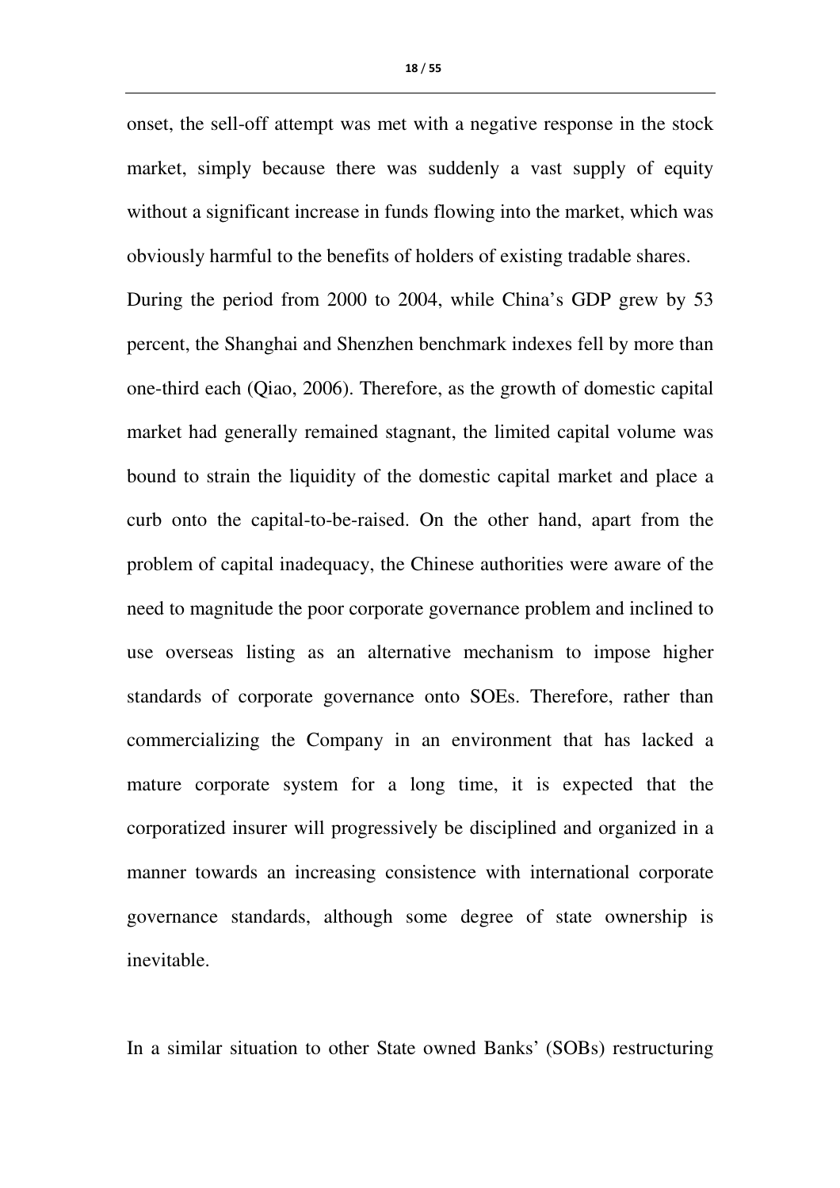onset, the sell-off attempt was met with a negative response in the stock market, simply because there was suddenly a vast supply of equity without a significant increase in funds flowing into the market, which was obviously harmful to the benefits of holders of existing tradable shares.
During the period from 2000 to 2004, while China's GDP grew by 53 percent, the Shanghai and Shenzhen benchmark indexes fell by more than one-third each (Qiao, 2006). Therefore, as the growth of domestic capital market had generally remained stagnant, the limited capital volume was bound to strain the liquidity of the domestic capital market and place a curb onto the capital-to-be-raised. On the other hand, apart from the problem of capital inadequacy, the Chinese authorities were aware of the need to magnitude the poor corporate governance problem and inclined to use overseas listing as an alternative mechanism to impose higher standards of corporate governance onto SOEs. Therefore, rather than commercializing the Company in an environment that has lacked a mature corporate system for a long time, it is expected that the corporatized insurer will progressively be disciplined and organized in a manner towards an increasing consistence with international corporate governance standards, although some degree of state ownership is inevitable.

In a similar situation to other State owned Banks' (SOBs) restructuring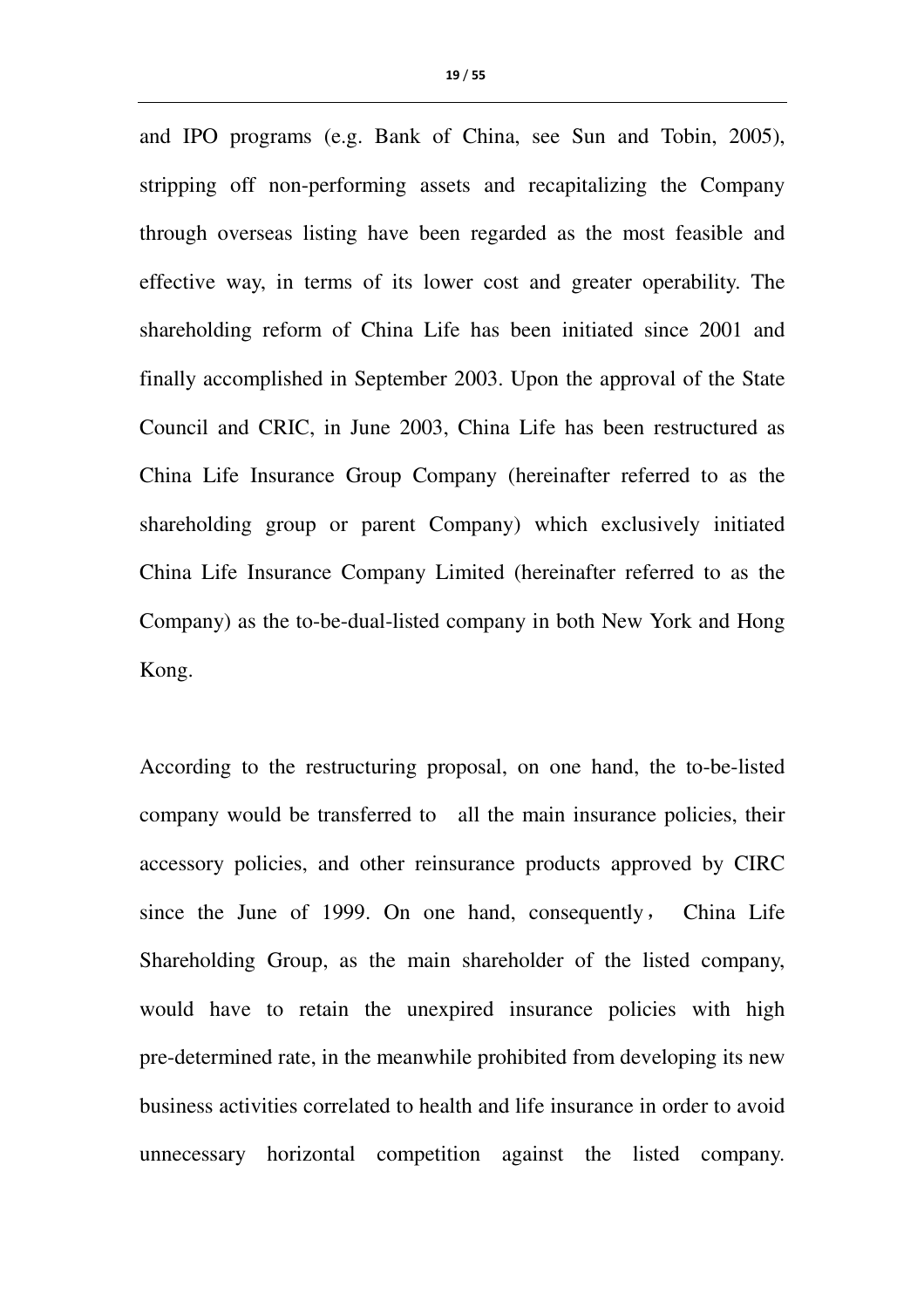and IPO programs (e.g. Bank of China, see Sun and Tobin, 2005), stripping off non-performing assets and recapitalizing the Company through overseas listing have been regarded as the most feasible and effective way, in terms of its lower cost and greater operability. The shareholding reform of China Life has been initiated since 2001 and finally accomplished in September 2003. Upon the approval of the State Council and CRIC, in June 2003, China Life has been restructured as China Life Insurance Group Company (hereinafter referred to as the shareholding group or parent Company) which exclusively initiated China Life Insurance Company Limited (hereinafter referred to as the Company) as the to-be-dual-listed company in both New York and Hong Kong.

According to the restructuring proposal, on one hand, the to-be-listed company would be transferred to all the main insurance policies, their accessory policies, and other reinsurance products approved by CIRC since the June of 1999. On one hand, consequently， China Life Shareholding Group, as the main shareholder of the listed company, would have to retain the unexpired insurance policies with high pre-determined rate, in the meanwhile prohibited from developing its new business activities correlated to health and life insurance in order to avoid unnecessary horizontal competition against the listed company.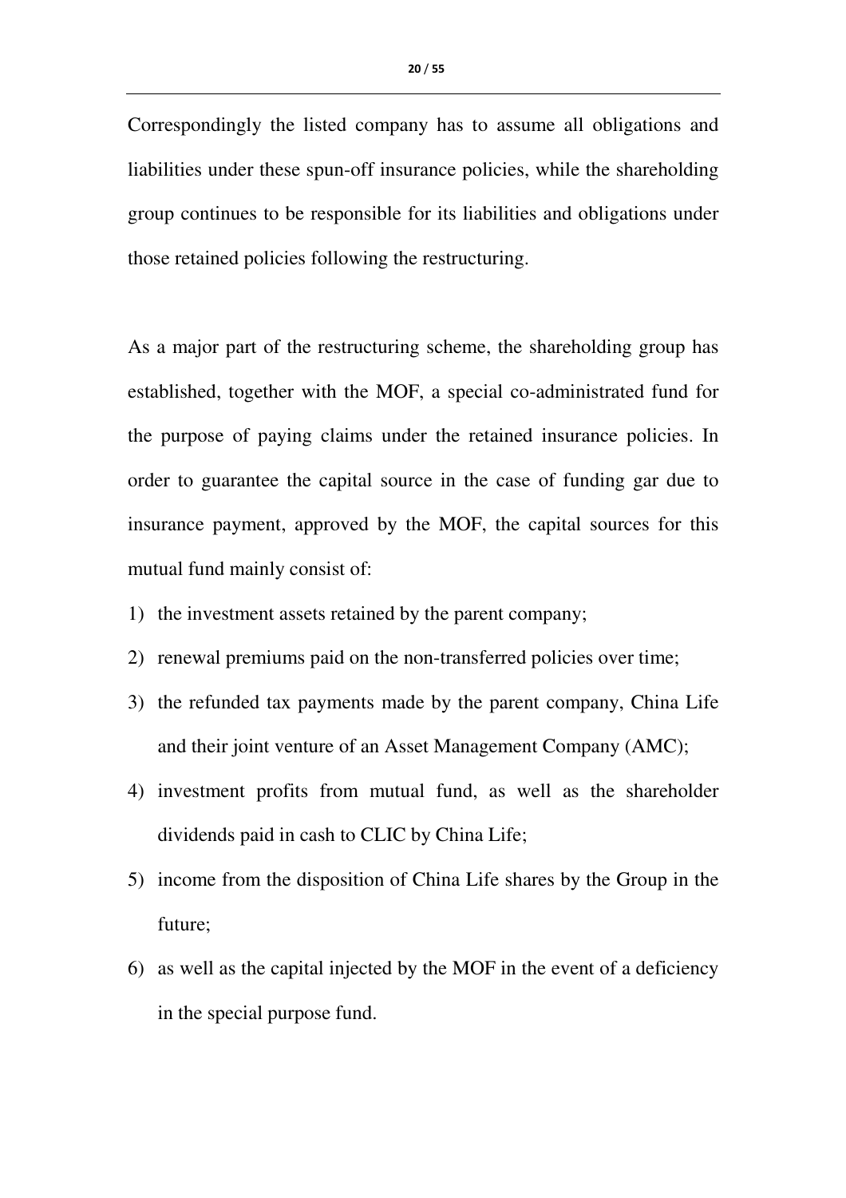Correspondingly the listed company has to assume all obligations and liabilities under these spun-off insurance policies, while the shareholding group continues to be responsible for its liabilities and obligations under those retained policies following the restructuring.

As a major part of the restructuring scheme, the shareholding group has established, together with the MOF, a special co-administrated fund for the purpose of paying claims under the retained insurance policies. In order to guarantee the capital source in the case of funding gar due to insurance payment, approved by the MOF, the capital sources for this mutual fund mainly consist of:

1) the investment assets retained by the parent company;
2) renewal premiums paid on the non-transferred policies over time;
3) the refunded tax payments made by the parent company, China Life and their joint venture of an Asset Management Company (AMC);
4) investment profits from mutual fund, as well as the shareholder dividends paid in cash to CLIC by China Life;
5) income from the disposition of China Life shares by the Group in the future;
6) as well as the capital injected by the MOF in the event of a deficiency in the special purpose fund.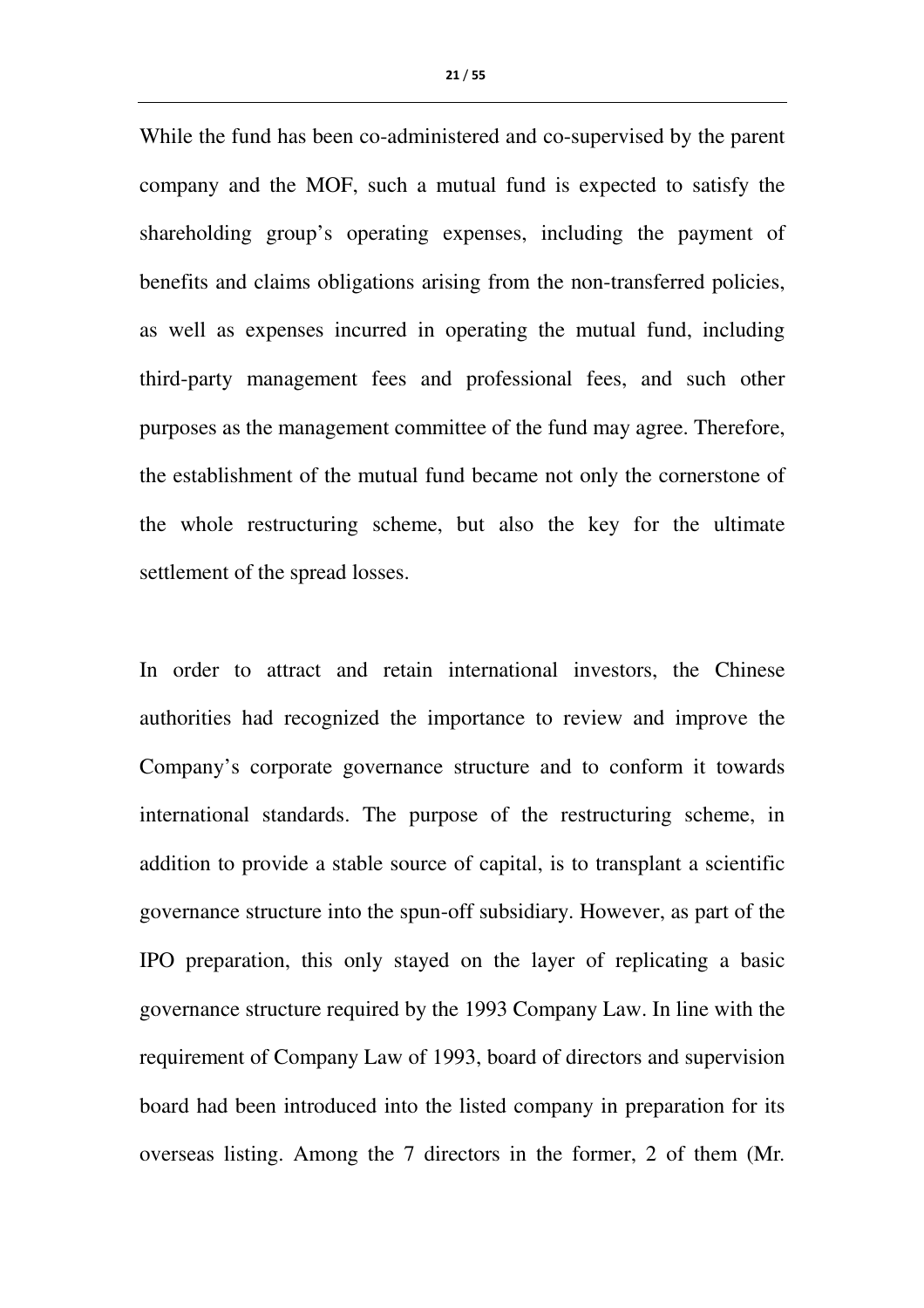While the fund has been co-administered and co-supervised by the parent company and the MOF, such a mutual fund is expected to satisfy the shareholding group's operating expenses, including the payment of benefits and claims obligations arising from the non-transferred policies, as well as expenses incurred in operating the mutual fund, including third-party management fees and professional fees, and such other purposes as the management committee of the fund may agree. Therefore, the establishment of the mutual fund became not only the cornerstone of the whole restructuring scheme, but also the key for the ultimate settlement of the spread losses.

In order to attract and retain international investors, the Chinese authorities had recognized the importance to review and improve the Company's corporate governance structure and to conform it towards international standards. The purpose of the restructuring scheme, in addition to provide a stable source of capital, is to transplant a scientific governance structure into the spun-off subsidiary. However, as part of the IPO preparation, this only stayed on the layer of replicating a basic governance structure required by the 1993 Company Law. In line with the requirement of Company Law of 1993, board of directors and supervision board had been introduced into the listed company in preparation for its overseas listing. Among the 7 directors in the former, 2 of them (Mr.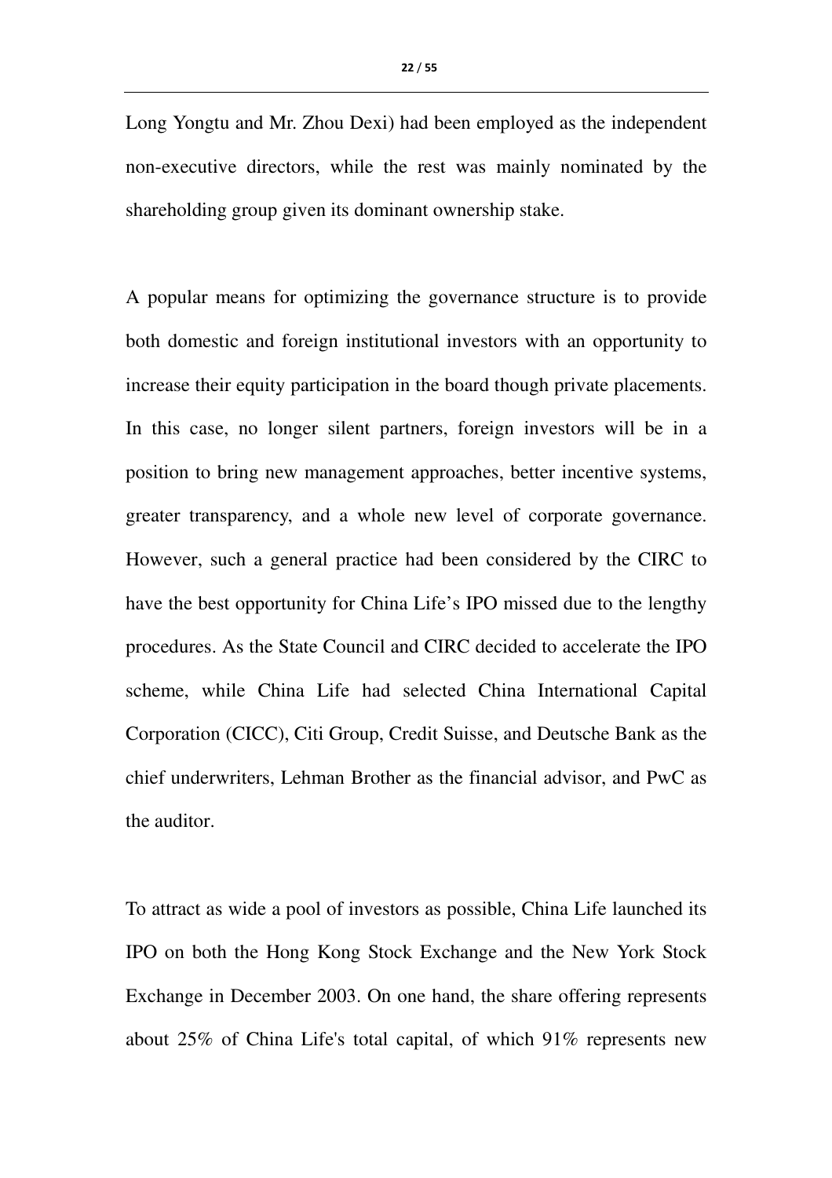Long Yongtu and Mr. Zhou Dexi) had been employed as the independent non-executive directors, while the rest was mainly nominated by the shareholding group given its dominant ownership stake.

A popular means for optimizing the governance structure is to provide both domestic and foreign institutional investors with an opportunity to increase their equity participation in the board though private placements. In this case, no longer silent partners, foreign investors will be in a position to bring new management approaches, better incentive systems, greater transparency, and a whole new level of corporate governance. However, such a general practice had been considered by the CIRC to have the best opportunity for China Life's IPO missed due to the lengthy procedures. As the State Council and CIRC decided to accelerate the IPO scheme, while China Life had selected China International Capital Corporation (CICC), Citi Group, Credit Suisse, and Deutsche Bank as the chief underwriters, Lehman Brother as the financial advisor, and PwC as the auditor.

To attract as wide a pool of investors as possible, China Life launched its IPO on both the Hong Kong Stock Exchange and the New York Stock Exchange in December 2003. On one hand, the share offering represents about 25% of China Life's total capital, of which 91% represents new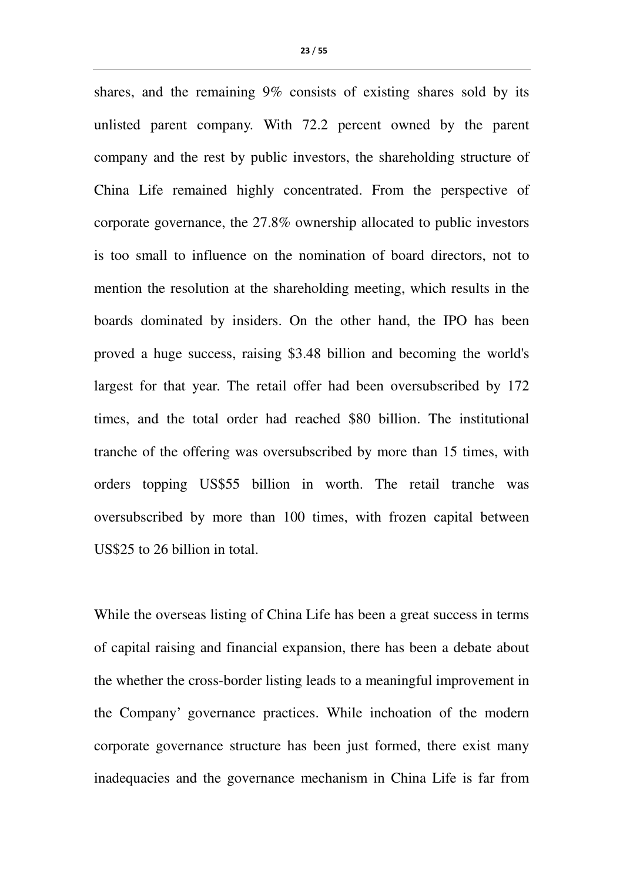shares, and the remaining 9% consists of existing shares sold by its unlisted parent company. With 72.2 percent owned by the parent company and the rest by public investors, the shareholding structure of China Life remained highly concentrated. From the perspective of corporate governance, the 27.8% ownership allocated to public investors is too small to influence on the nomination of board directors, not to mention the resolution at the shareholding meeting, which results in the boards dominated by insiders. On the other hand, the IPO has been proved a huge success, raising $3.48 billion and becoming the world's largest for that year. The retail offer had been oversubscribed by 172 times, and the total order had reached $80 billion. The institutional tranche of the offering was oversubscribed by more than 15 times, with orders topping US$55 billion in worth. The retail tranche was oversubscribed by more than 100 times, with frozen capital between US$25 to 26 billion in total.

While the overseas listing of China Life has been a great success in terms of capital raising and financial expansion, there has been a debate about the whether the cross-border listing leads to a meaningful improvement in the Company' governance practices. While inchoation of the modern corporate governance structure has been just formed, there exist many inadequacies and the governance mechanism in China Life is far from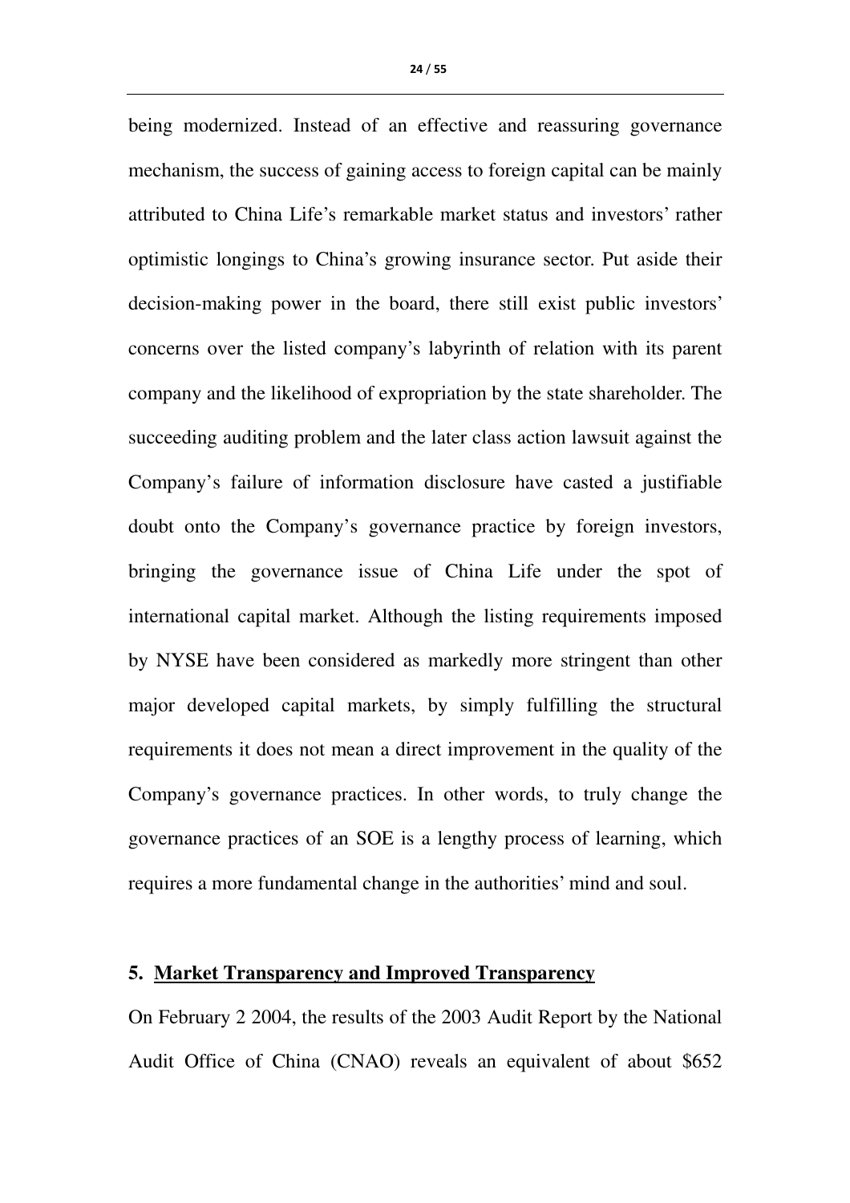being modernized. Instead of an effective and reassuring governance mechanism, the success of gaining access to foreign capital can be mainly attributed to China Life's remarkable market status and investors' rather optimistic longings to China's growing insurance sector. Put aside their decision-making power in the board, there still exist public investors' concerns over the listed company's labyrinth of relation with its parent company and the likelihood of expropriation by the state shareholder. The succeeding auditing problem and the later class action lawsuit against the Company's failure of information disclosure have casted a justifiable doubt onto the Company's governance practice by foreign investors, bringing the governance issue of China Life under the spot of international capital market. Although the listing requirements imposed by NYSE have been considered as markedly more stringent than other major developed capital markets, by simply fulfilling the structural requirements it does not mean a direct improvement in the quality of the Company's governance practices. In other words, to truly change the governance practices of an SOE is a lengthy process of learning, which requires a more fundamental change in the authorities' mind and soul.

## 5. <u>Market Transparency and Improved Transparency</u>

On February 2 2004, the results of the 2003 Audit Report by the National Audit Office of China (CNAO) reveals an equivalent of about $652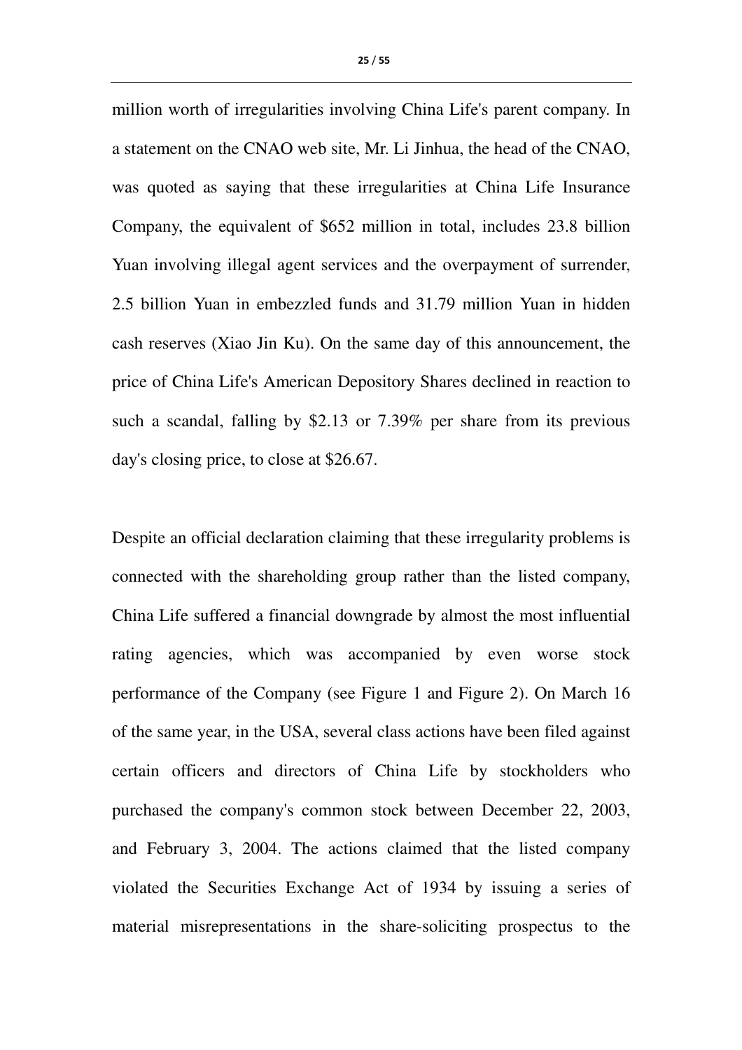million worth of irregularities involving China Life's parent company. In a statement on the CNAO web site, Mr. Li Jinhua, the head of the CNAO, was quoted as saying that these irregularities at China Life Insurance Company, the equivalent of $652 million in total, includes 23.8 billion Yuan involving illegal agent services and the overpayment of surrender, 2.5 billion Yuan in embezzled funds and 31.79 million Yuan in hidden cash reserves (Xiao Jin Ku). On the same day of this announcement, the price of China Life's American Depository Shares declined in reaction to such a scandal, falling by $2.13 or 7.39% per share from its previous day's closing price, to close at $26.67.

Despite an official declaration claiming that these irregularity problems is connected with the shareholding group rather than the listed company, China Life suffered a financial downgrade by almost the most influential rating agencies, which was accompanied by even worse stock performance of the Company (see Figure 1 and Figure 2). On March 16 of the same year, in the USA, several class actions have been filed against certain officers and directors of China Life by stockholders who purchased the company's common stock between December 22, 2003, and February 3, 2004. The actions claimed that the listed company violated the Securities Exchange Act of 1934 by issuing a series of material misrepresentations in the share-soliciting prospectus to the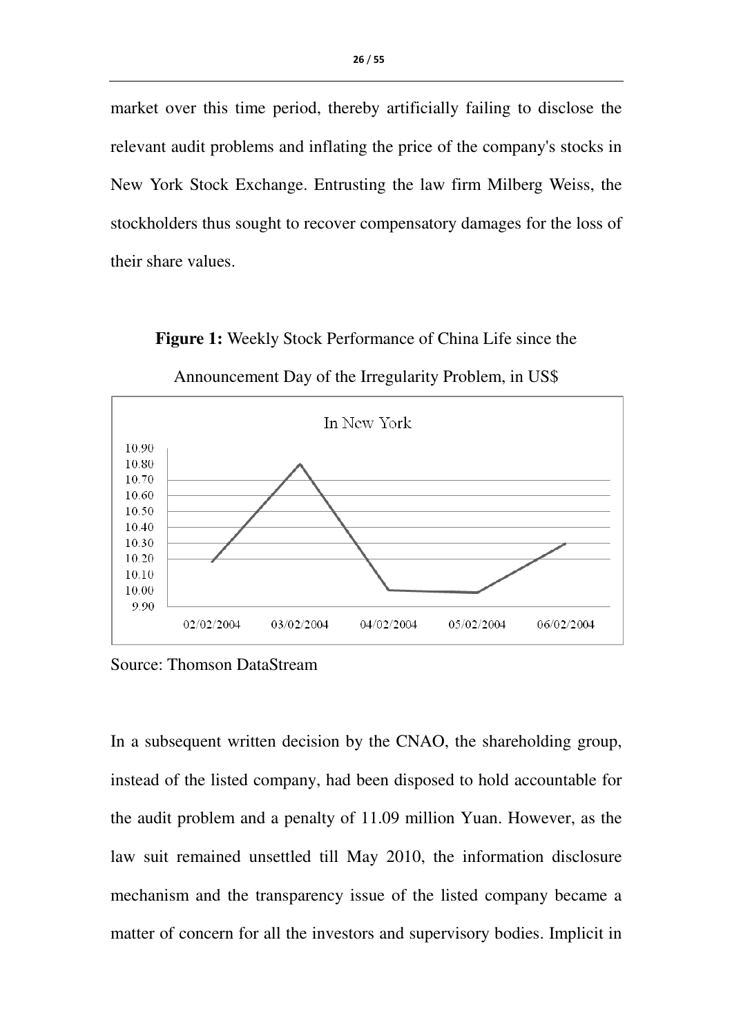market over this time period, thereby artificially failing to disclose the relevant audit problems and inflating the price of the company's stocks in New York Stock Exchange. Entrusting the law firm Milberg Weiss, the stockholders thus sought to recover compensatory damages for the loss of their share values.

**Figure 1:** Weekly Stock Performance of China Life since the Announcement Day of the Irregularity Problem, in US$

Source: Thomson DataStream

In a subsequent written decision by the CNAO, the shareholding group, instead of the listed company, had been disposed to hold accountable for the audit problem and a penalty of 11.09 million Yuan. However, as the law suit remained unsettled till May 2010, the information disclosure mechanism and the transparency issue of the listed company became a matter of concern for all the investors and supervisory bodies. Implicit in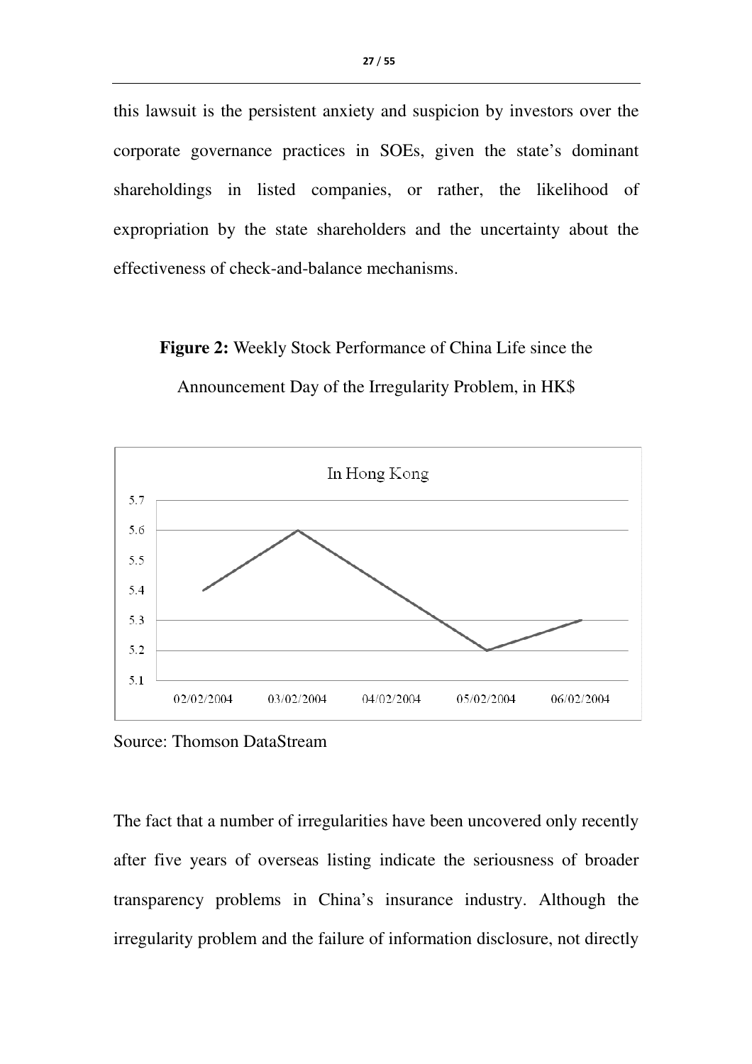this lawsuit is the persistent anxiety and suspicion by investors over the corporate governance practices in SOEs, given the state's dominant shareholdings in listed companies, or rather, the likelihood of expropriation by the state shareholders and the uncertainty about the effectiveness of check-and-balance mechanisms.

**Figure 2:** Weekly Stock Performance of China Life since the Announcement Day of the Irregularity Problem, in HK$

Source: Thomson DataStream

The fact that a number of irregularities have been uncovered only recently after five years of overseas listing indicate the seriousness of broader transparency problems in China's insurance industry. Although the irregularity problem and the failure of information disclosure, not directly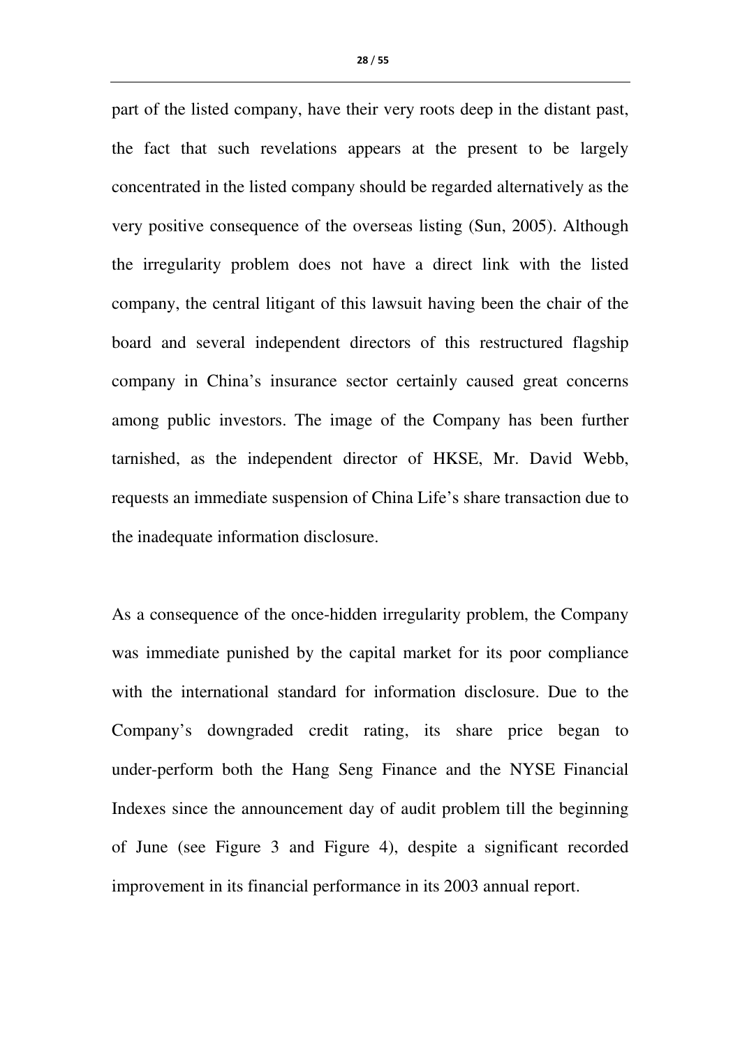part of the listed company, have their very roots deep in the distant past, the fact that such revelations appears at the present to be largely concentrated in the listed company should be regarded alternatively as the very positive consequence of the overseas listing (Sun, 2005). Although the irregularity problem does not have a direct link with the listed company, the central litigant of this lawsuit having been the chair of the board and several independent directors of this restructured flagship company in China's insurance sector certainly caused great concerns among public investors. The image of the Company has been further tarnished, as the independent director of HKSE, Mr. David Webb, requests an immediate suspension of China Life's share transaction due to the inadequate information disclosure.

As a consequence of the once-hidden irregularity problem, the Company was immediate punished by the capital market for its poor compliance with the international standard for information disclosure. Due to the Company's downgraded credit rating, its share price began to under-perform both the Hang Seng Finance and the NYSE Financial Indexes since the announcement day of audit problem till the beginning of June (see Figure 3 and Figure 4), despite a significant recorded improvement in its financial performance in its 2003 annual report.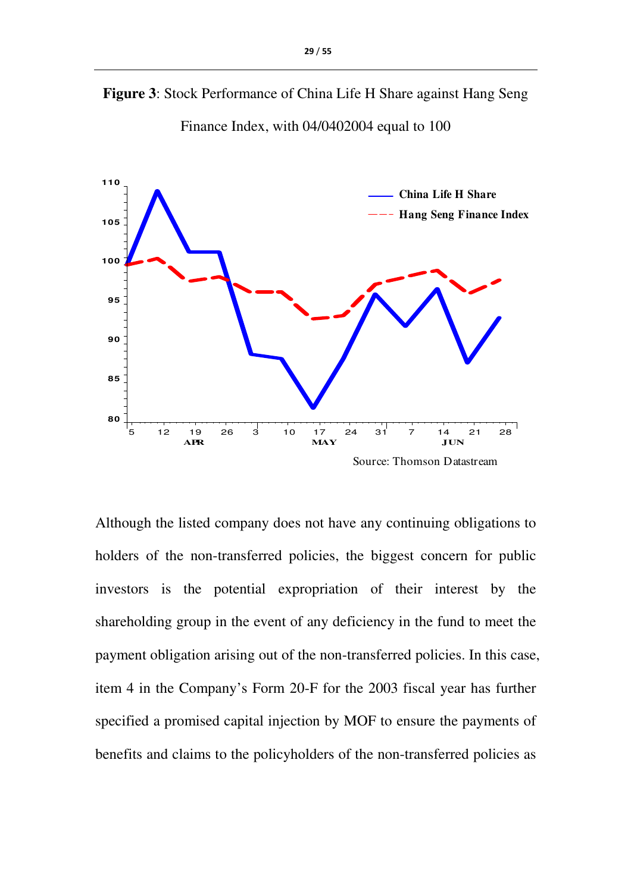**Figure 3**: Stock Performance of China Life H Share against Hang Seng Finance Index, with 04/0402004 equal to 100

Source: Thomson Datastream

Although the listed company does not have any continuing obligations to holders of the non-transferred policies, the biggest concern for public investors is the potential expropriation of their interest by the shareholding group in the event of any deficiency in the fund to meet the payment obligation arising out of the non-transferred policies. In this case, item 4 in the Company's Form 20-F for the 2003 fiscal year has further specified a promised capital injection by MOF to ensure the payments of benefits and claims to the policyholders of the non-transferred policies as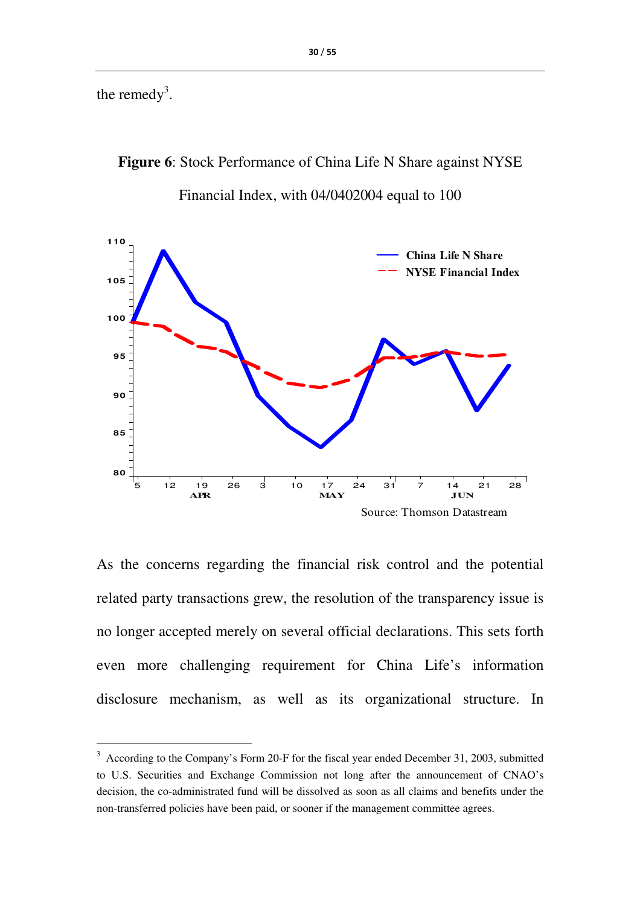the remedy[3].

**Figure 6**: Stock Performance of China Life N Share against NYSE Financial Index, with 04/0402004 equal to 100

Source: Thomson Datastream

As the concerns regarding the financial risk control and the potential related party transactions grew, the resolution of the transparency issue is no longer accepted merely on several official declarations. This sets forth even more challenging requirement for China Life's information disclosure mechanism, as well as its organizational structure. In

[3] According to the Company's Form 20-F for the fiscal year ended December 31, 2003, submitted to U.S. Securities and Exchange Commission not long after the announcement of CNAO's decision, the co-administrated fund will be dissolved as soon as all claims and benefits under the non-transferred policies have been paid, or sooner if the management committee agrees.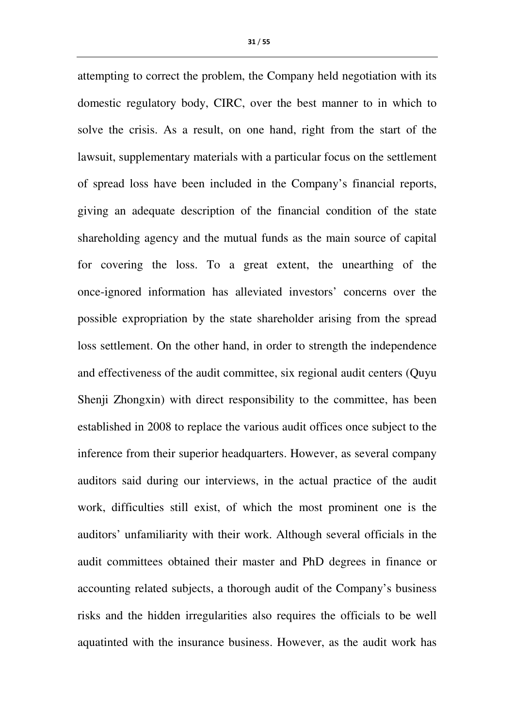attempting to correct the problem, the Company held negotiation with its domestic regulatory body, CIRC, over the best manner to in which to solve the crisis. As a result, on one hand, right from the start of the lawsuit, supplementary materials with a particular focus on the settlement of spread loss have been included in the Company's financial reports, giving an adequate description of the financial condition of the state shareholding agency and the mutual funds as the main source of capital for covering the loss. To a great extent, the unearthing of the once-ignored information has alleviated investors' concerns over the possible expropriation by the state shareholder arising from the spread loss settlement. On the other hand, in order to strength the independence and effectiveness of the audit committee, six regional audit centers (Quyu Shenji Zhongxin) with direct responsibility to the committee, has been established in 2008 to replace the various audit offices once subject to the inference from their superior headquarters. However, as several company auditors said during our interviews, in the actual practice of the audit work, difficulties still exist, of which the most prominent one is the auditors' unfamiliarity with their work. Although several officials in the audit committees obtained their master and PhD degrees in finance or accounting related subjects, a thorough audit of the Company's business risks and the hidden irregularities also requires the officials to be well aquatinted with the insurance business. However, as the audit work has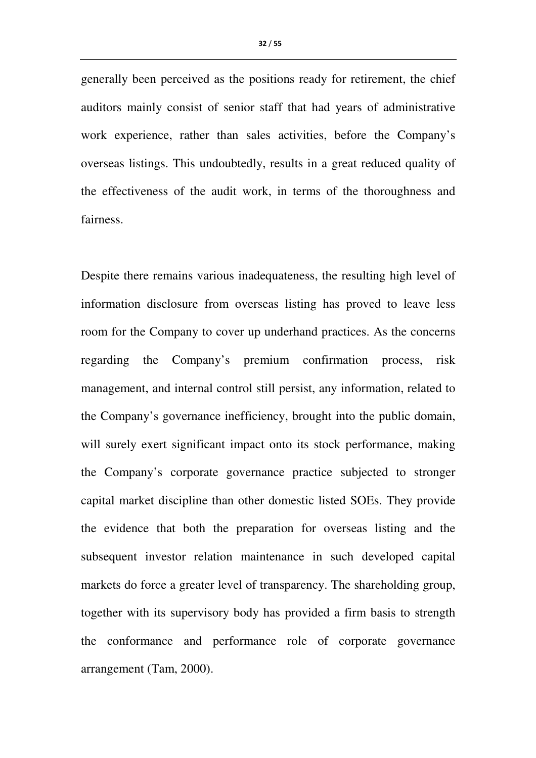generally been perceived as the positions ready for retirement, the chief auditors mainly consist of senior staff that had years of administrative work experience, rather than sales activities, before the Company's overseas listings. This undoubtedly, results in a great reduced quality of the effectiveness of the audit work, in terms of the thoroughness and fairness.

Despite there remains various inadequateness, the resulting high level of information disclosure from overseas listing has proved to leave less room for the Company to cover up underhand practices. As the concerns regarding the Company's premium confirmation process, risk management, and internal control still persist, any information, related to the Company's governance inefficiency, brought into the public domain, will surely exert significant impact onto its stock performance, making the Company's corporate governance practice subjected to stronger capital market discipline than other domestic listed SOEs. They provide the evidence that both the preparation for overseas listing and the subsequent investor relation maintenance in such developed capital markets do force a greater level of transparency. The shareholding group, together with its supervisory body has provided a firm basis to strength the conformance and performance role of corporate governance arrangement (Tam, 2000).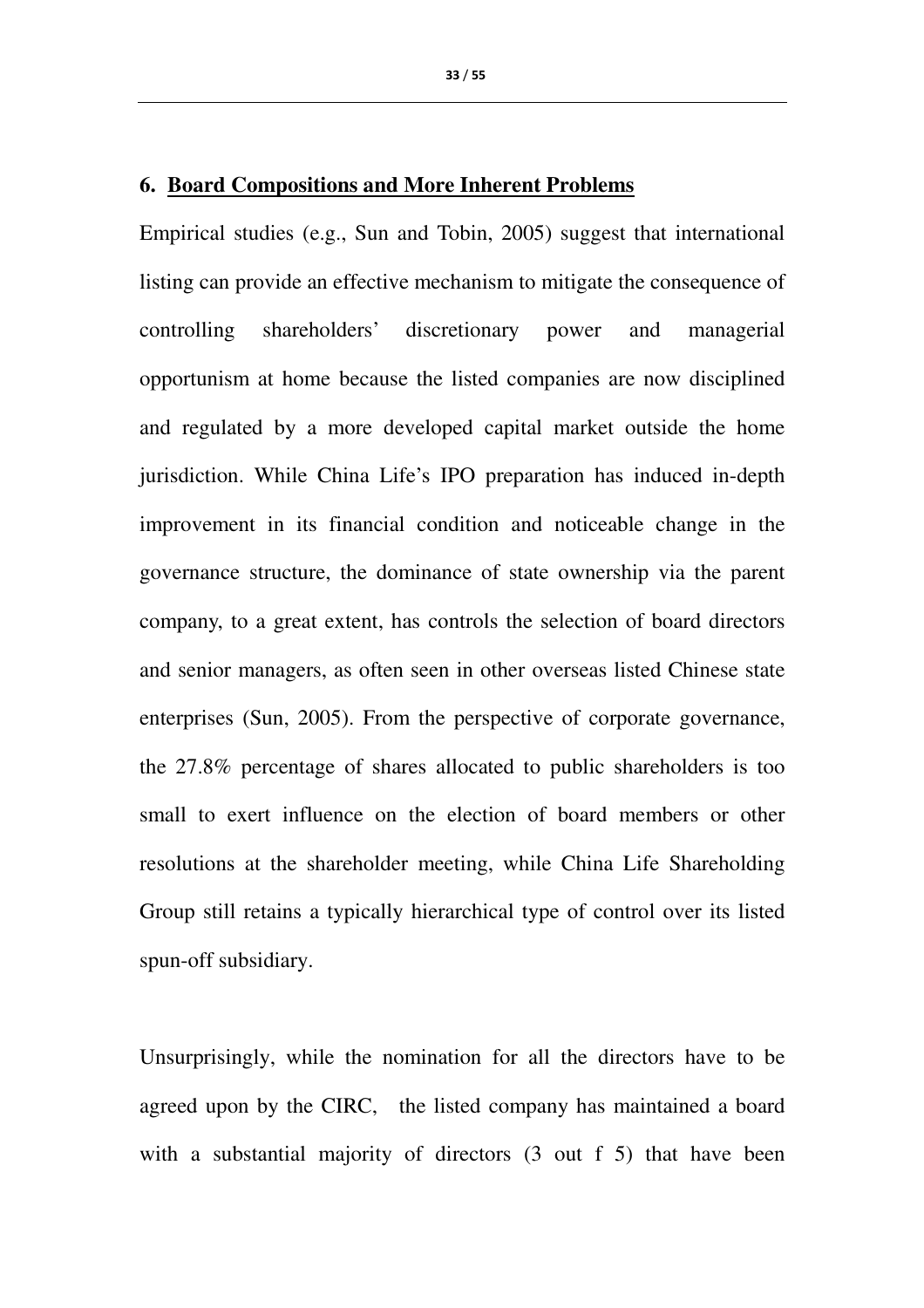## 6. Board Compositions and More Inherent Problems

Empirical studies (e.g., Sun and Tobin, 2005) suggest that international listing can provide an effective mechanism to mitigate the consequence of controlling shareholders' discretionary power and managerial opportunism at home because the listed companies are now disciplined and regulated by a more developed capital market outside the home jurisdiction. While China Life's IPO preparation has induced in-depth improvement in its financial condition and noticeable change in the governance structure, the dominance of state ownership via the parent company, to a great extent, has controls the selection of board directors and senior managers, as often seen in other overseas listed Chinese state enterprises (Sun, 2005). From the perspective of corporate governance, the 27.8% percentage of shares allocated to public shareholders is too small to exert influence on the election of board members or other resolutions at the shareholder meeting, while China Life Shareholding Group still retains a typically hierarchical type of control over its listed spun-off subsidiary.

Unsurprisingly, while the nomination for all the directors have to be agreed upon by the CIRC, the listed company has maintained a board with a substantial majority of directors (3 out f 5) that have been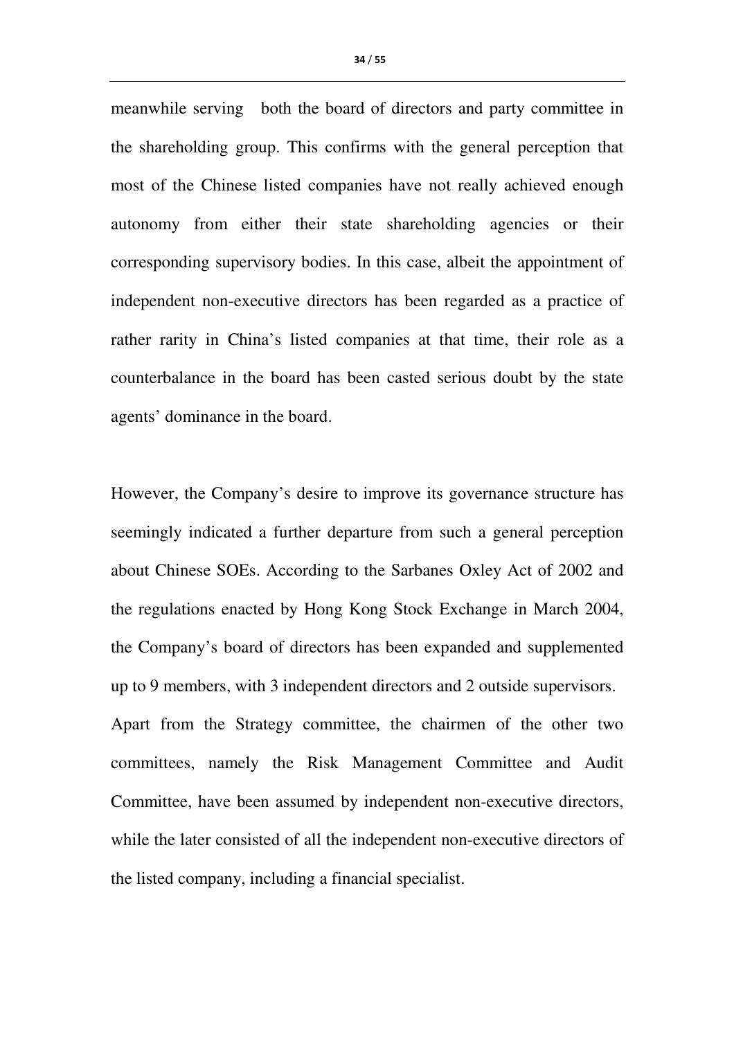meanwhile serving both the board of directors and party committee in the shareholding group. This confirms with the general perception that most of the Chinese listed companies have not really achieved enough autonomy from either their state shareholding agencies or their corresponding supervisory bodies. In this case, albeit the appointment of independent non-executive directors has been regarded as a practice of rather rarity in China's listed companies at that time, their role as a counterbalance in the board has been casted serious doubt by the state agents' dominance in the board.

However, the Company's desire to improve its governance structure has seemingly indicated a further departure from such a general perception about Chinese SOEs. According to the Sarbanes Oxley Act of 2002 and the regulations enacted by Hong Kong Stock Exchange in March 2004, the Company's board of directors has been expanded and supplemented up to 9 members, with 3 independent directors and 2 outside supervisors. Apart from the Strategy committee, the chairmen of the other two committees, namely the Risk Management Committee and Audit Committee, have been assumed by independent non-executive directors, while the later consisted of all the independent non-executive directors of the listed company, including a financial specialist.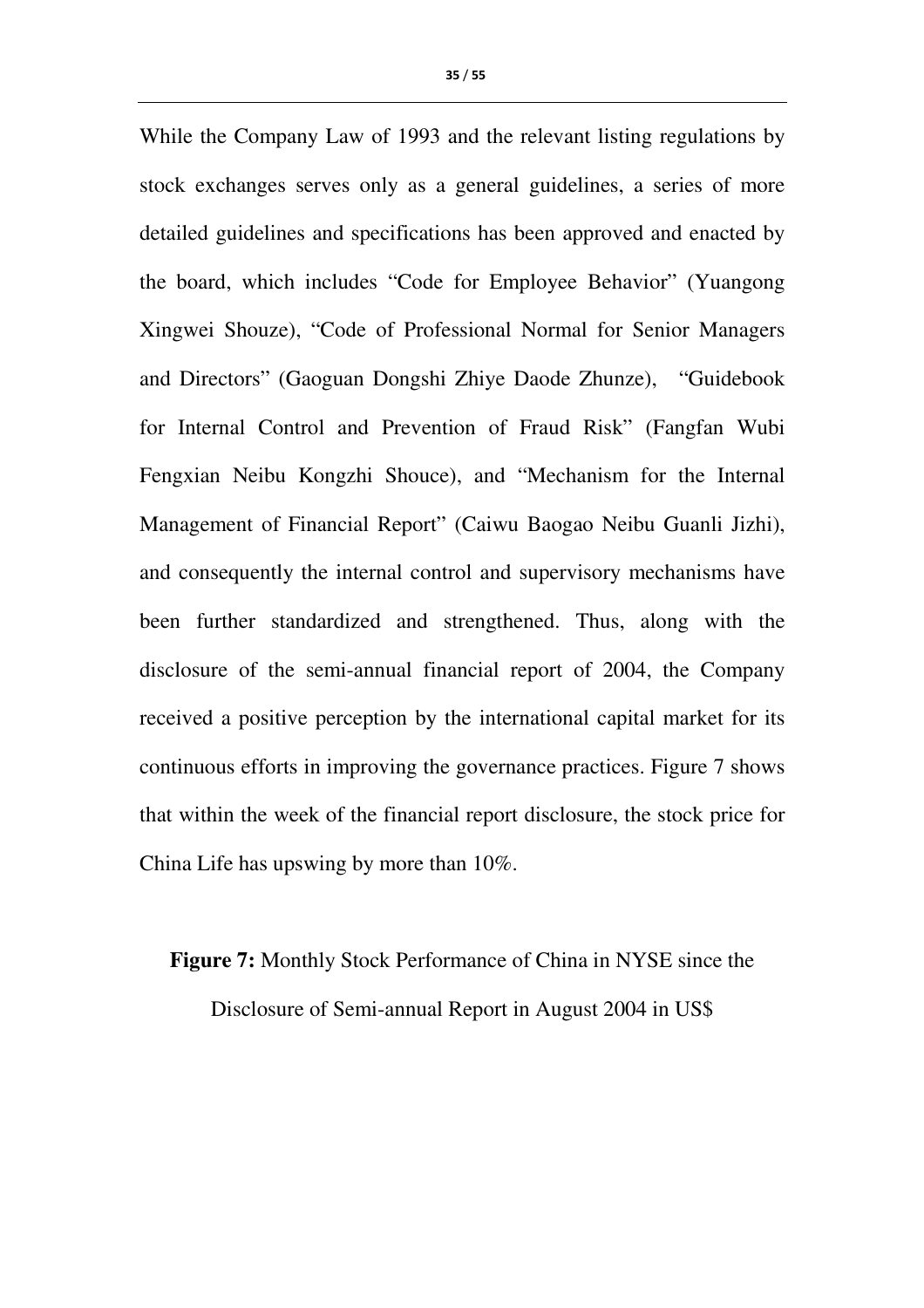While the Company Law of 1993 and the relevant listing regulations by stock exchanges serves only as a general guidelines, a series of more detailed guidelines and specifications has been approved and enacted by the board, which includes “Code for Employee Behavior” (Yuangong Xingwei Shouze), “Code of Professional Normal for Senior Managers and Directors” (Gaoguan Dongshi Zhiye Daode Zhunze), “Guidebook for Internal Control and Prevention of Fraud Risk” (Fangfan Wubi Fengxian Neibu Kongzhi Shouce), and “Mechanism for the Internal Management of Financial Report” (Caiwu Baogao Neibu Guanli Jizhi), and consequently the internal control and supervisory mechanisms have been further standardized and strengthened. Thus, along with the disclosure of the semi-annual financial report of 2004, the Company received a positive perception by the international capital market for its continuous efforts in improving the governance practices. Figure 7 shows that within the week of the financial report disclosure, the stock price for China Life has upswing by more than 10%.

**Figure 7:** Monthly Stock Performance of China in NYSE since the Disclosure of Semi-annual Report in August 2004 in US$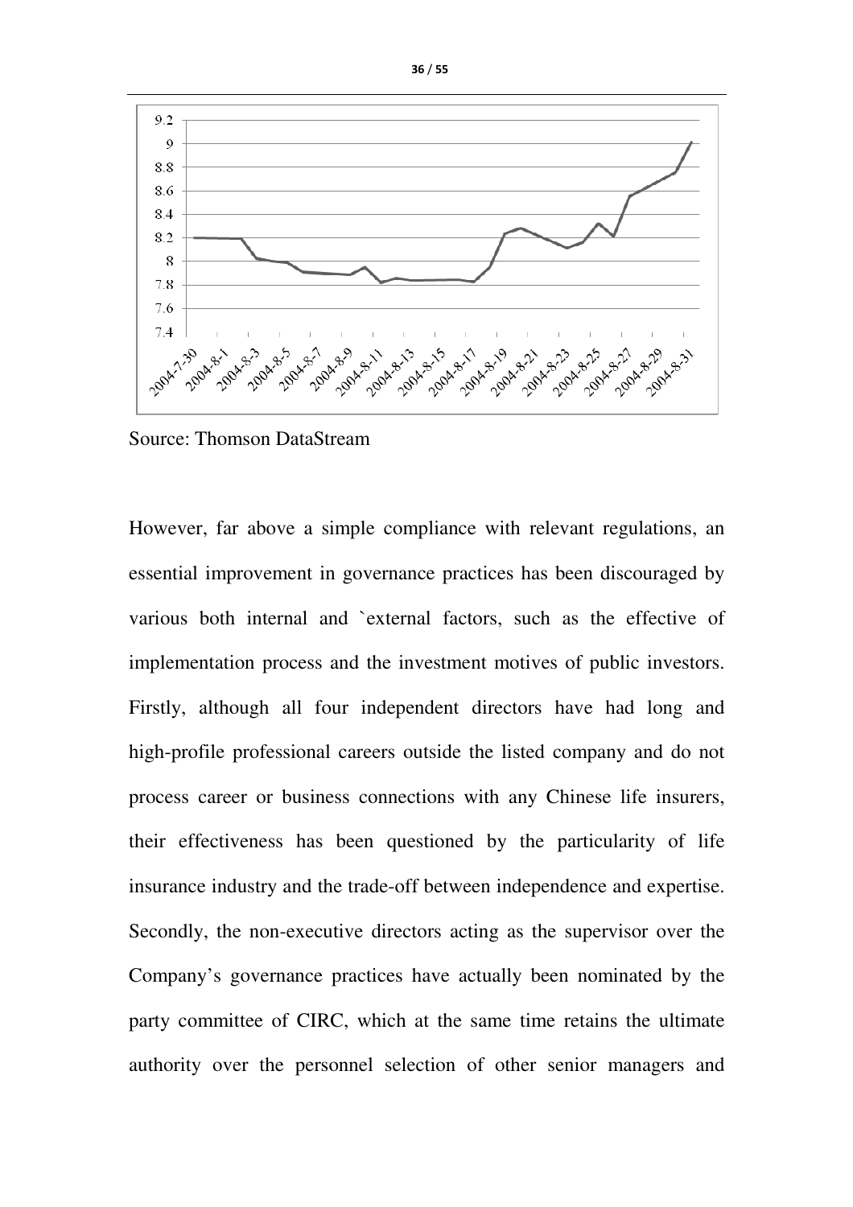Source: Thomson DataStream

However, far above a simple compliance with relevant regulations, an essential improvement in governance practices has been discouraged by various both internal and `external factors, such as the effective of implementation process and the investment motives of public investors. Firstly, although all four independent directors have had long and high-profile professional careers outside the listed company and do not process career or business connections with any Chinese life insurers, their effectiveness has been questioned by the particularity of life insurance industry and the trade-off between independence and expertise. Secondly, the non-executive directors acting as the supervisor over the Company's governance practices have actually been nominated by the party committee of CIRC, which at the same time retains the ultimate authority over the personnel selection of other senior managers and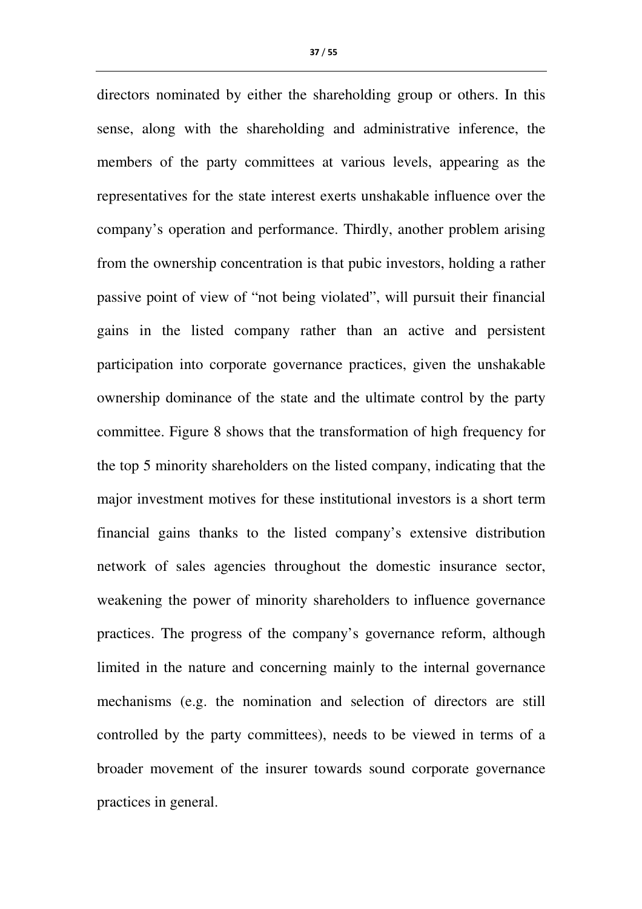directors nominated by either the shareholding group or others. In this sense, along with the shareholding and administrative inference, the members of the party committees at various levels, appearing as the representatives for the state interest exerts unshakable influence over the company's operation and performance. Thirdly, another problem arising from the ownership concentration is that pubic investors, holding a rather passive point of view of "not being violated", will pursuit their financial gains in the listed company rather than an active and persistent participation into corporate governance practices, given the unshakable ownership dominance of the state and the ultimate control by the party committee. Figure 8 shows that the transformation of high frequency for the top 5 minority shareholders on the listed company, indicating that the major investment motives for these institutional investors is a short term financial gains thanks to the listed company's extensive distribution network of sales agencies throughout the domestic insurance sector, weakening the power of minority shareholders to influence governance practices. The progress of the company's governance reform, although limited in the nature and concerning mainly to the internal governance mechanisms (e.g. the nomination and selection of directors are still controlled by the party committees), needs to be viewed in terms of a broader movement of the insurer towards sound corporate governance practices in general.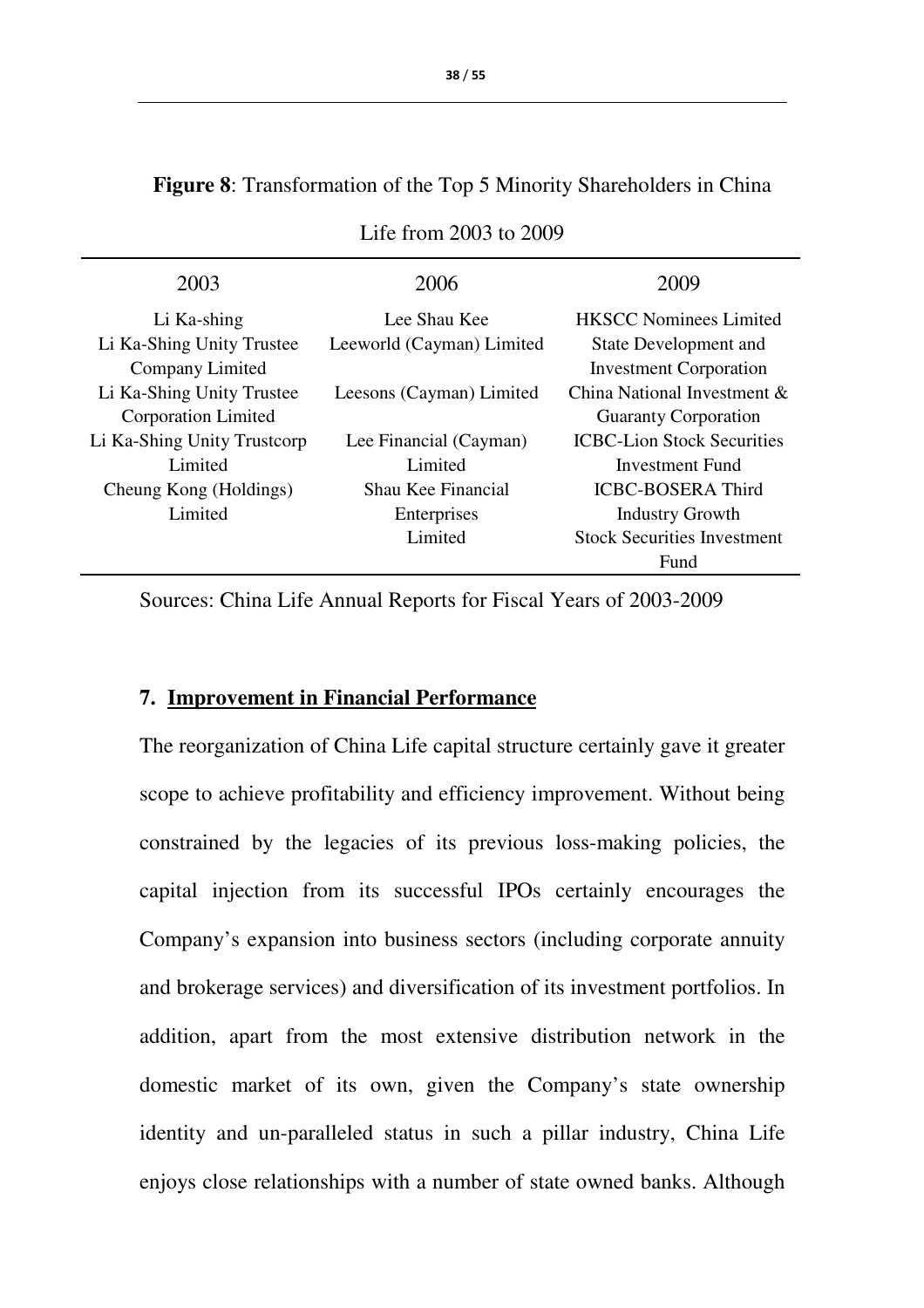**Figure 8**: Transformation of the Top 5 Minority Shareholders in China Life from 2003 to 2009

| 2003 | 2006 | 2009 |
|---|---|---|
| Li Ka-shing | Lee Shau Kee | HKSCC Nominees Limited |
| Li Ka-Shing Unity Trustee Company Limited | Leeworld (Cayman) Limited | State Development and Investment Corporation |
| Li Ka-Shing Unity Trustee Corporation Limited | Leesons (Cayman) Limited | China National Investment & Guaranty Corporation |
| Li Ka-Shing Unity Trustcorp Limited | Lee Financial (Cayman) Limited | ICBC-Lion Stock Securities Investment Fund |
| Cheung Kong (Holdings) Limited | Shau Kee Financial Enterprises Limited | ICBC-BOSERA Third Industry Growth Stock Securities Investment Fund |

Sources: China Life Annual Reports for Fiscal Years of 2003-2009

## 7. Improvement in Financial Performance

The reorganization of China Life capital structure certainly gave it greater scope to achieve profitability and efficiency improvement. Without being constrained by the legacies of its previous loss-making policies, the capital injection from its successful IPOs certainly encourages the Company's expansion into business sectors (including corporate annuity and brokerage services) and diversification of its investment portfolios. In addition, apart from the most extensive distribution network in the domestic market of its own, given the Company's state ownership identity and un-paralleled status in such a pillar industry, China Life enjoys close relationships with a number of state owned banks. Although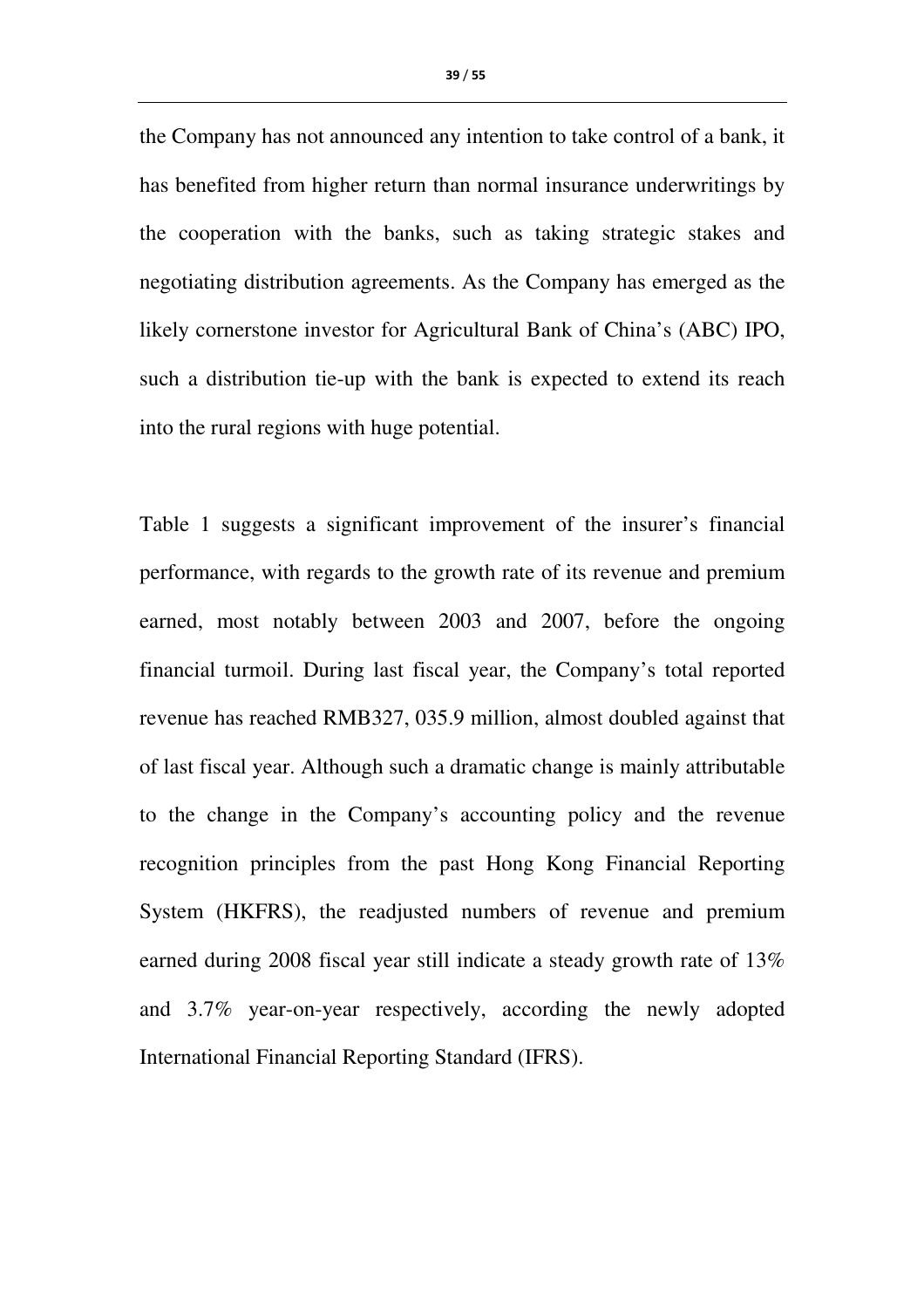the Company has not announced any intention to take control of a bank, it has benefited from higher return than normal insurance underwritings by the cooperation with the banks, such as taking strategic stakes and negotiating distribution agreements. As the Company has emerged as the likely cornerstone investor for Agricultural Bank of China's (ABC) IPO, such a distribution tie-up with the bank is expected to extend its reach into the rural regions with huge potential.

Table 1 suggests a significant improvement of the insurer's financial performance, with regards to the growth rate of its revenue and premium earned, most notably between 2003 and 2007, before the ongoing financial turmoil. During last fiscal year, the Company's total reported revenue has reached RMB327, 035.9 million, almost doubled against that of last fiscal year. Although such a dramatic change is mainly attributable to the change in the Company's accounting policy and the revenue recognition principles from the past Hong Kong Financial Reporting System (HKFRS), the readjusted numbers of revenue and premium earned during 2008 fiscal year still indicate a steady growth rate of 13% and 3.7% year-on-year respectively, according the newly adopted International Financial Reporting Standard (IFRS).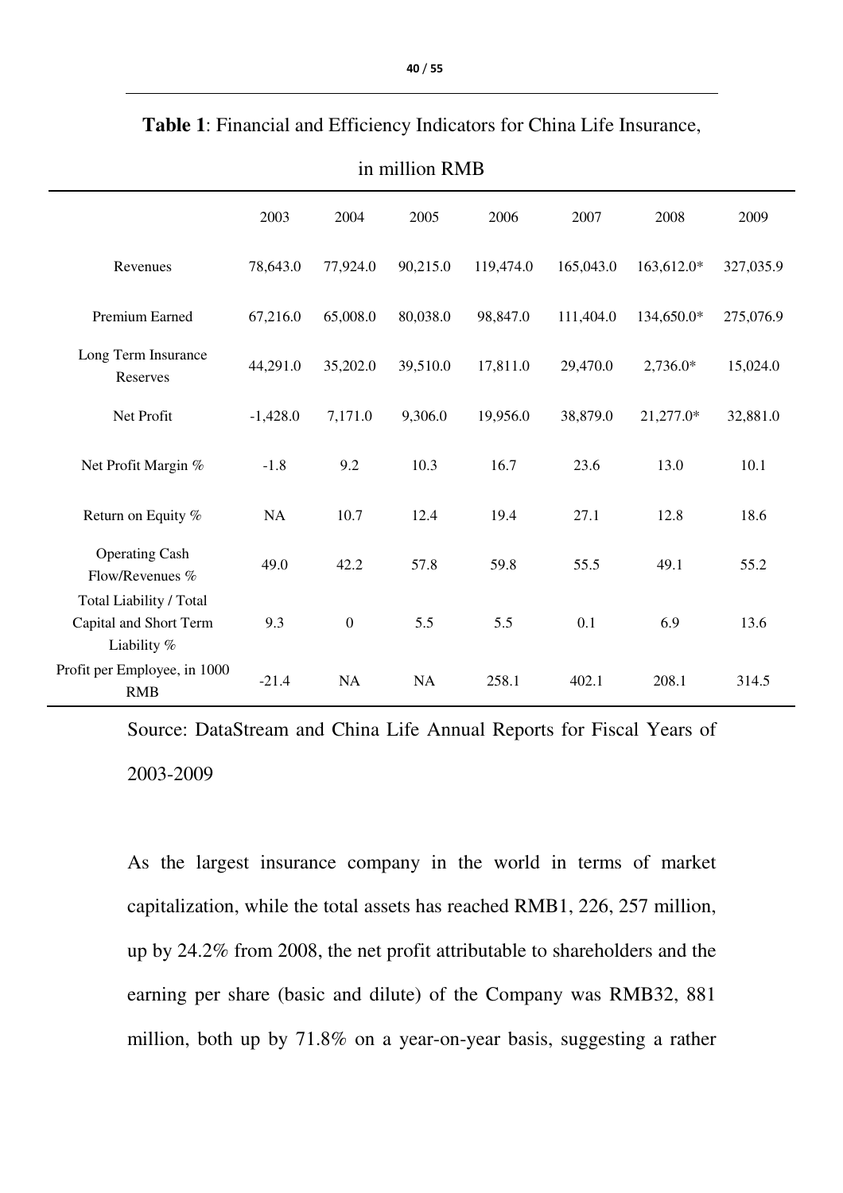**Table 1**: Financial and Efficiency Indicators for China Life Insurance, in million RMB

| | 2003 | 2004 | 2005 | 2006 | 2007 | 2008 | 2009 |
|---|---|---|---|---|---|---|---|
| Revenues | 78,643.0 | 77,924.0 | 90,215.0 | 119,474.0 | 165,043.0 | 163,612.0* | 327,035.9 |
| Premium Earned | 67,216.0 | 65,008.0 | 80,038.0 | 98,847.0 | 111,404.0 | 134,650.0* | 275,076.9 |
| Long Term Insurance Reserves | 44,291.0 | 35,202.0 | 39,510.0 | 17,811.0 | 29,470.0 | 2,736.0* | 15,024.0 |
| Net Profit | -1,428.0 | 7,171.0 | 9,306.0 | 19,956.0 | 38,879.0 | 21,277.0* | 32,881.0 |
| Net Profit Margin % | -1.8 | 9.2 | 10.3 | 16.7 | 23.6 | 13.0 | 10.1 |
| Return on Equity % | NA | 10.7 | 12.4 | 19.4 | 27.1 | 12.8 | 18.6 |
| Operating Cash Flow/Revenues % | 49.0 | 42.2 | 57.8 | 59.8 | 55.5 | 49.1 | 55.2 |
| Total Liability / Total Capital and Short Term Liability % | 9.3 | 0 | 5.5 | 5.5 | 0.1 | 6.9 | 13.6 |
| Profit per Employee, in 1000 RMB | -21.4 | NA | NA | 258.1 | 402.1 | 208.1 | 314.5 |

Source: DataStream and China Life Annual Reports for Fiscal Years of 2003-2009

As the largest insurance company in the world in terms of market capitalization, while the total assets has reached RMB1, 226, 257 million, up by 24.2% from 2008, the net profit attributable to shareholders and the earning per share (basic and dilute) of the Company was RMB32, 881 million, both up by 71.8% on a year-on-year basis, suggesting a rather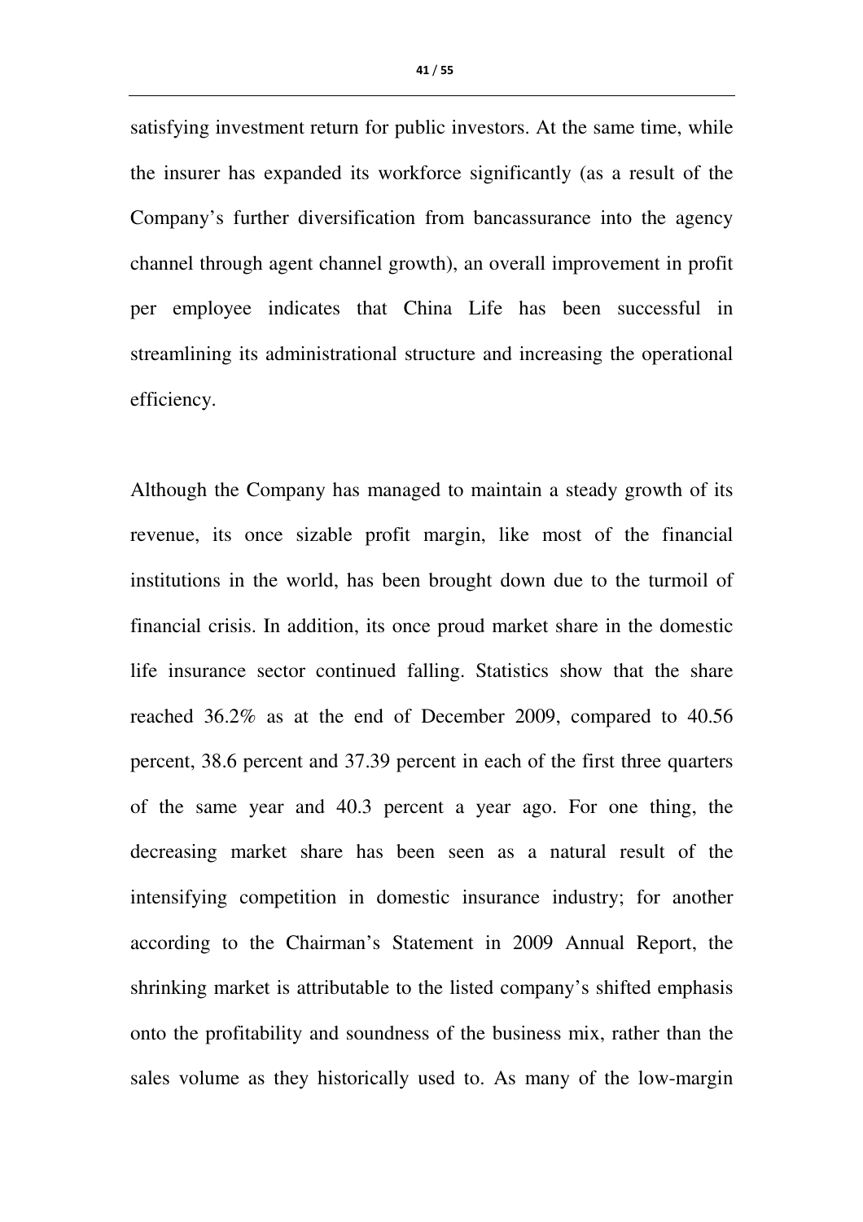satisfying investment return for public investors. At the same time, while the insurer has expanded its workforce significantly (as a result of the Company's further diversification from bancassurance into the agency channel through agent channel growth), an overall improvement in profit per employee indicates that China Life has been successful in streamlining its administrational structure and increasing the operational efficiency.

Although the Company has managed to maintain a steady growth of its revenue, its once sizable profit margin, like most of the financial institutions in the world, has been brought down due to the turmoil of financial crisis. In addition, its once proud market share in the domestic life insurance sector continued falling. Statistics show that the share reached 36.2% as at the end of December 2009, compared to 40.56 percent, 38.6 percent and 37.39 percent in each of the first three quarters of the same year and 40.3 percent a year ago. For one thing, the decreasing market share has been seen as a natural result of the intensifying competition in domestic insurance industry; for another according to the Chairman's Statement in 2009 Annual Report, the shrinking market is attributable to the listed company's shifted emphasis onto the profitability and soundness of the business mix, rather than the sales volume as they historically used to. As many of the low-margin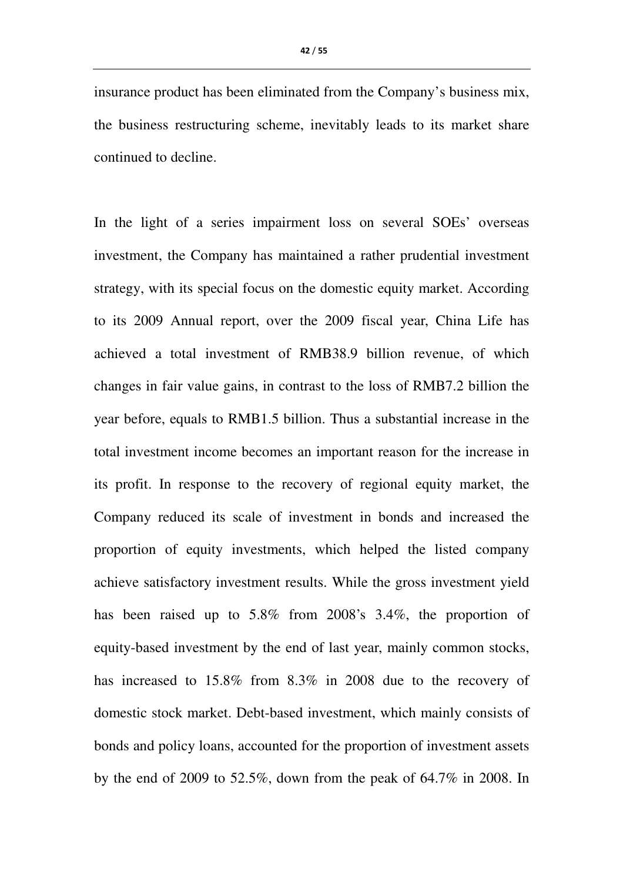insurance product has been eliminated from the Company's business mix, the business restructuring scheme, inevitably leads to its market share continued to decline.

In the light of a series impairment loss on several SOEs' overseas investment, the Company has maintained a rather prudential investment strategy, with its special focus on the domestic equity market. According to its 2009 Annual report, over the 2009 fiscal year, China Life has achieved a total investment of RMB38.9 billion revenue, of which changes in fair value gains, in contrast to the loss of RMB7.2 billion the year before, equals to RMB1.5 billion. Thus a substantial increase in the total investment income becomes an important reason for the increase in its profit. In response to the recovery of regional equity market, the Company reduced its scale of investment in bonds and increased the proportion of equity investments, which helped the listed company achieve satisfactory investment results. While the gross investment yield has been raised up to 5.8% from 2008's 3.4%, the proportion of equity-based investment by the end of last year, mainly common stocks, has increased to 15.8% from 8.3% in 2008 due to the recovery of domestic stock market. Debt-based investment, which mainly consists of bonds and policy loans, accounted for the proportion of investment assets by the end of 2009 to 52.5%, down from the peak of 64.7% in 2008. In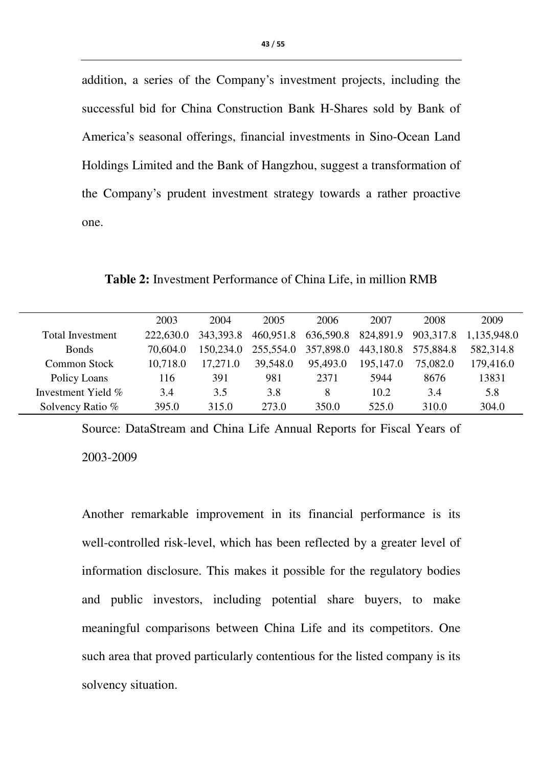addition, a series of the Company's investment projects, including the successful bid for China Construction Bank H-Shares sold by Bank of America's seasonal offerings, financial investments in Sino-Ocean Land Holdings Limited and the Bank of Hangzhou, suggest a transformation of the Company's prudent investment strategy towards a rather proactive one.

**Table 2:** Investment Performance of China Life, in million RMB

| | 2003 | 2004 | 2005 | 2006 | 2007 | 2008 | 2009 |
|---|---|---|---|---|---|---|---|
| Total Investment | 222,630.0 | 343,393.8 | 460,951.8 | 636,590.8 | 824,891.9 | 903,317.8 | 1,135,948.0 |
| Bonds | 70,604.0 | 150,234.0 | 255,554.0 | 357,898.0 | 443,180.8 | 575,884.8 | 582,314.8 |
| Common Stock | 10,718.0 | 17,271.0 | 39,548.0 | 95,493.0 | 195,147.0 | 75,082.0 | 179,416.0 |
| Policy Loans | 116 | 391 | 981 | 2371 | 5944 | 8676 | 13831 |
| Investment Yield % | 3.4 | 3.5 | 3.8 | 8 | 10.2 | 3.4 | 5.8 |
| Solvency Ratio % | 395.0 | 315.0 | 273.0 | 350.0 | 525.0 | 310.0 | 304.0 |

Source: DataStream and China Life Annual Reports for Fiscal Years of 2003-2009

Another remarkable improvement in its financial performance is its well-controlled risk-level, which has been reflected by a greater level of information disclosure. This makes it possible for the regulatory bodies and public investors, including potential share buyers, to make meaningful comparisons between China Life and its competitors. One such area that proved particularly contentious for the listed company is its solvency situation.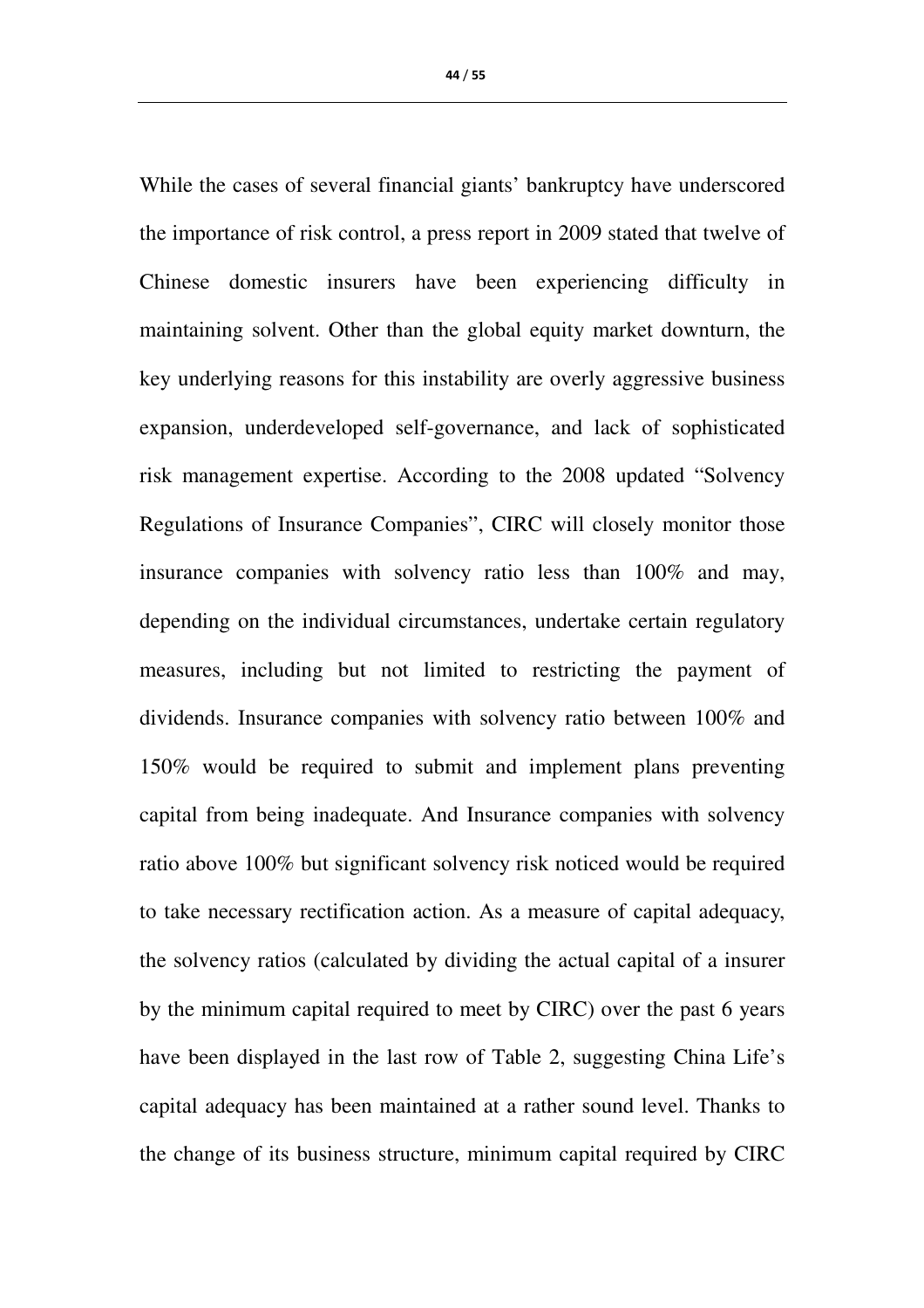While the cases of several financial giants' bankruptcy have underscored the importance of risk control, a press report in 2009 stated that twelve of Chinese domestic insurers have been experiencing difficulty in maintaining solvent. Other than the global equity market downturn, the key underlying reasons for this instability are overly aggressive business expansion, underdeveloped self-governance, and lack of sophisticated risk management expertise. According to the 2008 updated "Solvency Regulations of Insurance Companies", CIRC will closely monitor those insurance companies with solvency ratio less than 100% and may, depending on the individual circumstances, undertake certain regulatory measures, including but not limited to restricting the payment of dividends. Insurance companies with solvency ratio between 100% and 150% would be required to submit and implement plans preventing capital from being inadequate. And Insurance companies with solvency ratio above 100% but significant solvency risk noticed would be required to take necessary rectification action. As a measure of capital adequacy, the solvency ratios (calculated by dividing the actual capital of a insurer by the minimum capital required to meet by CIRC) over the past 6 years have been displayed in the last row of Table 2, suggesting China Life's capital adequacy has been maintained at a rather sound level. Thanks to the change of its business structure, minimum capital required by CIRC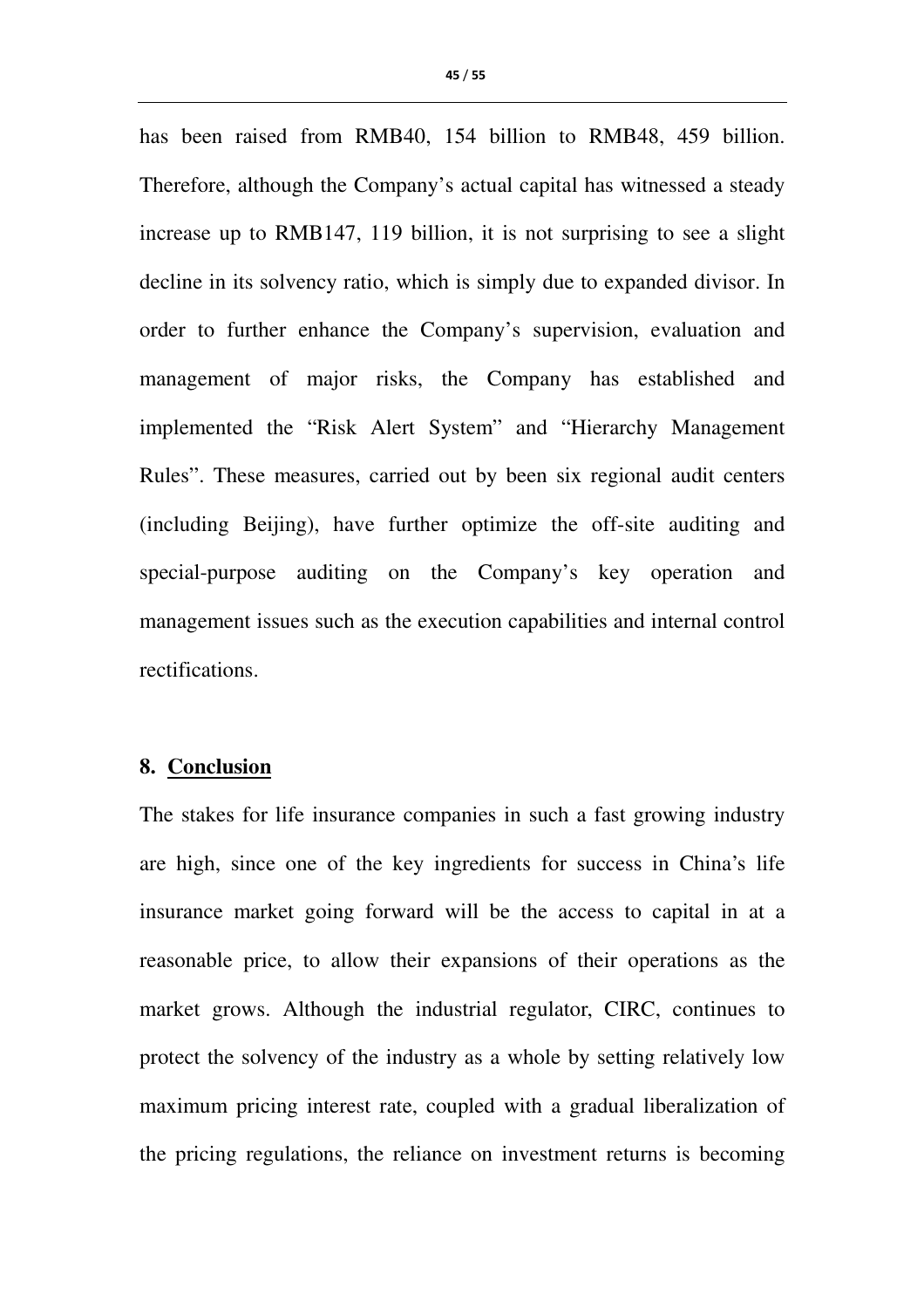has been raised from RMB40, 154 billion to RMB48, 459 billion. Therefore, although the Company's actual capital has witnessed a steady increase up to RMB147, 119 billion, it is not surprising to see a slight decline in its solvency ratio, which is simply due to expanded divisor. In order to further enhance the Company's supervision, evaluation and management of major risks, the Company has established and implemented the "Risk Alert System" and "Hierarchy Management Rules". These measures, carried out by been six regional audit centers (including Beijing), have further optimize the off-site auditing and special-purpose auditing on the Company's key operation and management issues such as the execution capabilities and internal control rectifications.

## 8. Conclusion

The stakes for life insurance companies in such a fast growing industry are high, since one of the key ingredients for success in China's life insurance market going forward will be the access to capital in at a reasonable price, to allow their expansions of their operations as the market grows. Although the industrial regulator, CIRC, continues to protect the solvency of the industry as a whole by setting relatively low maximum pricing interest rate, coupled with a gradual liberalization of the pricing regulations, the reliance on investment returns is becoming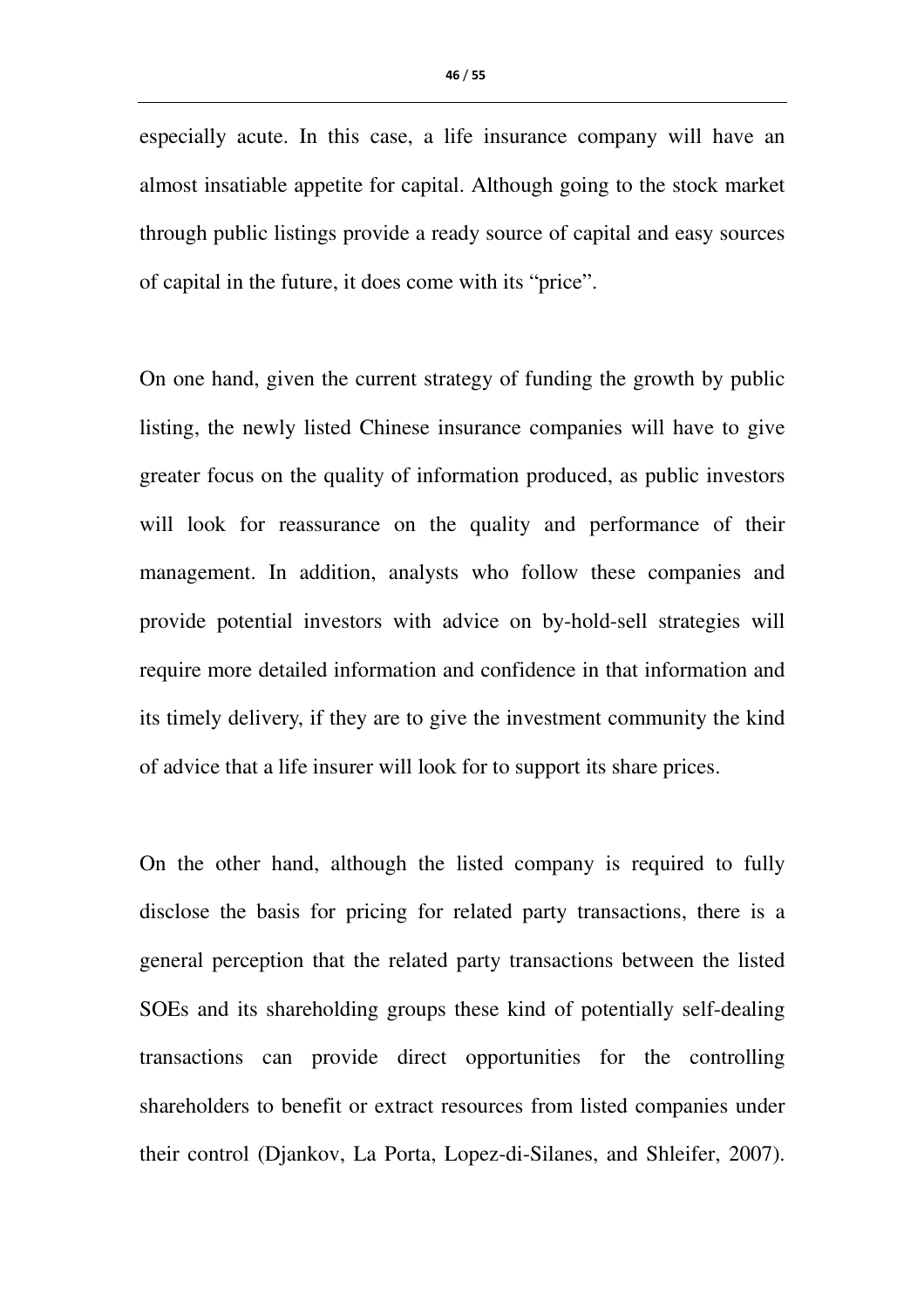especially acute. In this case, a life insurance company will have an almost insatiable appetite for capital. Although going to the stock market through public listings provide a ready source of capital and easy sources of capital in the future, it does come with its "price".

On one hand, given the current strategy of funding the growth by public listing, the newly listed Chinese insurance companies will have to give greater focus on the quality of information produced, as public investors will look for reassurance on the quality and performance of their management. In addition, analysts who follow these companies and provide potential investors with advice on by-hold-sell strategies will require more detailed information and confidence in that information and its timely delivery, if they are to give the investment community the kind of advice that a life insurer will look for to support its share prices.

On the other hand, although the listed company is required to fully disclose the basis for pricing for related party transactions, there is a general perception that the related party transactions between the listed SOEs and its shareholding groups these kind of potentially self-dealing transactions can provide direct opportunities for the controlling shareholders to benefit or extract resources from listed companies under their control (Djankov, La Porta, Lopez-di-Silanes, and Shleifer, 2007).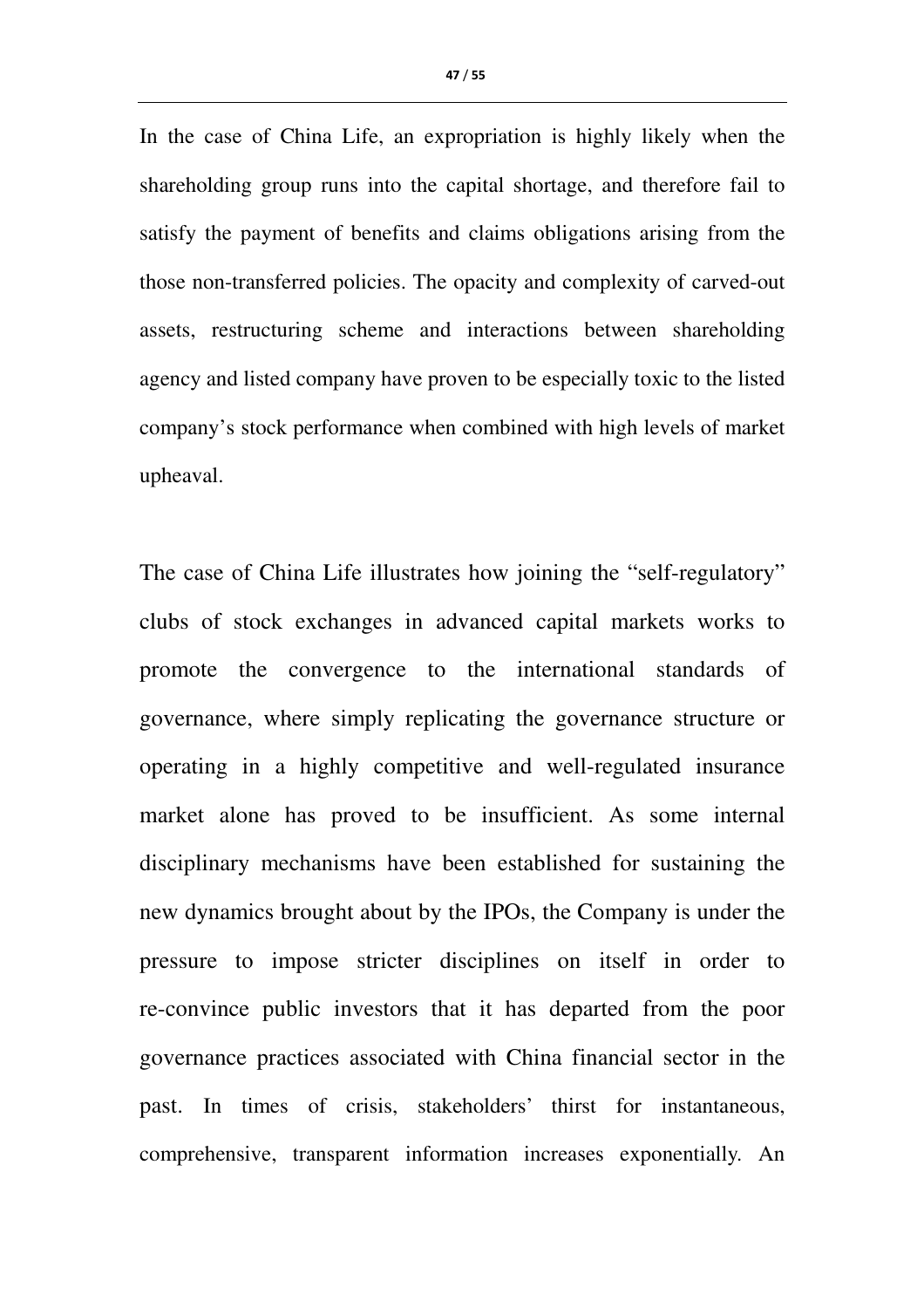In the case of China Life, an expropriation is highly likely when the shareholding group runs into the capital shortage, and therefore fail to satisfy the payment of benefits and claims obligations arising from the those non-transferred policies. The opacity and complexity of carved-out assets, restructuring scheme and interactions between shareholding agency and listed company have proven to be especially toxic to the listed company's stock performance when combined with high levels of market upheaval.

The case of China Life illustrates how joining the "self-regulatory" clubs of stock exchanges in advanced capital markets works to promote the convergence to the international standards of governance, where simply replicating the governance structure or operating in a highly competitive and well-regulated insurance market alone has proved to be insufficient. As some internal disciplinary mechanisms have been established for sustaining the new dynamics brought about by the IPOs, the Company is under the pressure to impose stricter disciplines on itself in order to re-convince public investors that it has departed from the poor governance practices associated with China financial sector in the past. In times of crisis, stakeholders' thirst for instantaneous, comprehensive, transparent information increases exponentially. An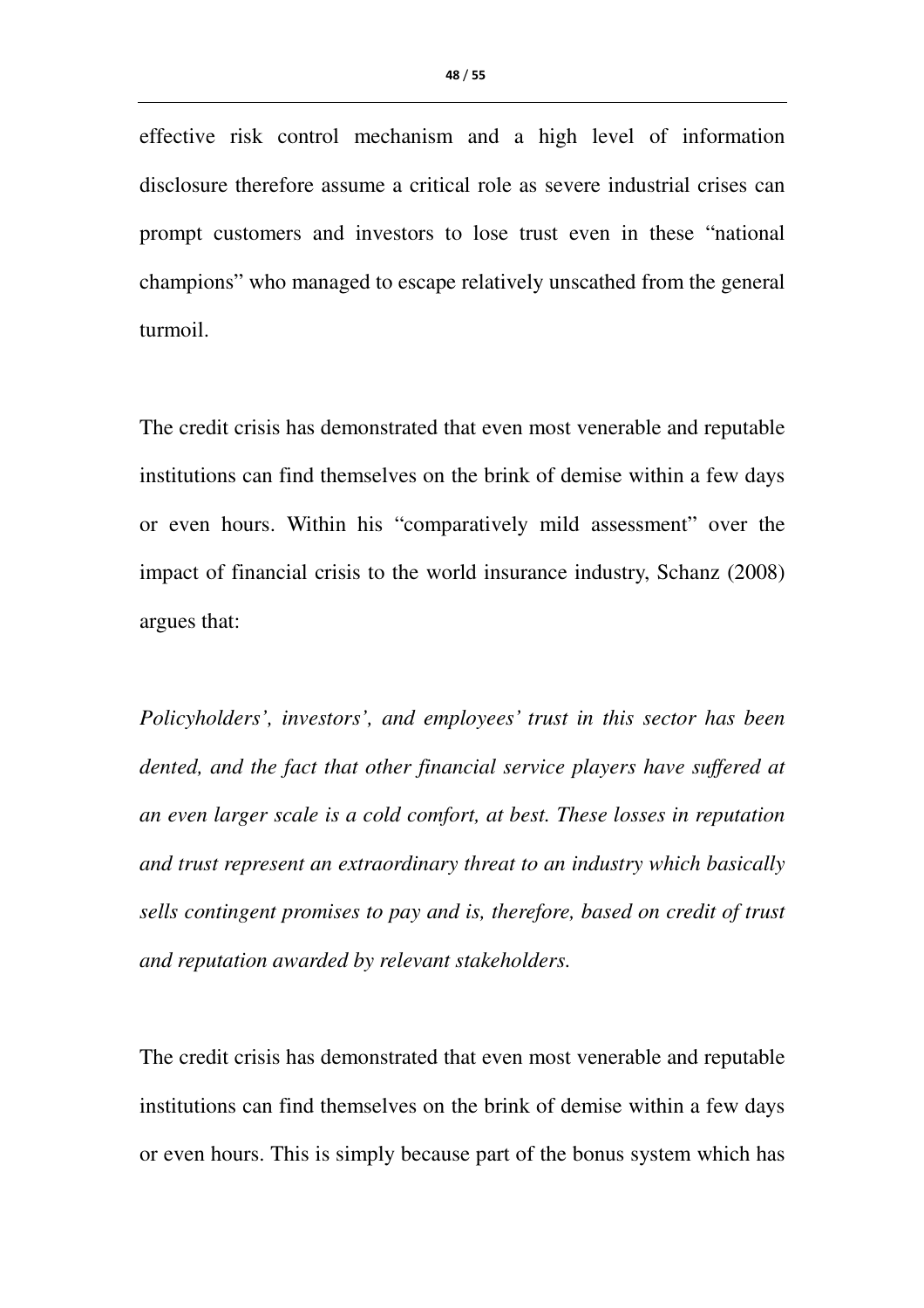effective risk control mechanism and a high level of information disclosure therefore assume a critical role as severe industrial crises can prompt customers and investors to lose trust even in these "national champions" who managed to escape relatively unscathed from the general turmoil.

The credit crisis has demonstrated that even most venerable and reputable institutions can find themselves on the brink of demise within a few days or even hours. Within his "comparatively mild assessment" over the impact of financial crisis to the world insurance industry, Schanz (2008) argues that:

*Policyholders', investors', and employees' trust in this sector has been dented, and the fact that other financial service players have suffered at an even larger scale is a cold comfort, at best. These losses in reputation and trust represent an extraordinary threat to an industry which basically sells contingent promises to pay and is, therefore, based on credit of trust and reputation awarded by relevant stakeholders.*

The credit crisis has demonstrated that even most venerable and reputable institutions can find themselves on the brink of demise within a few days or even hours. This is simply because part of the bonus system which has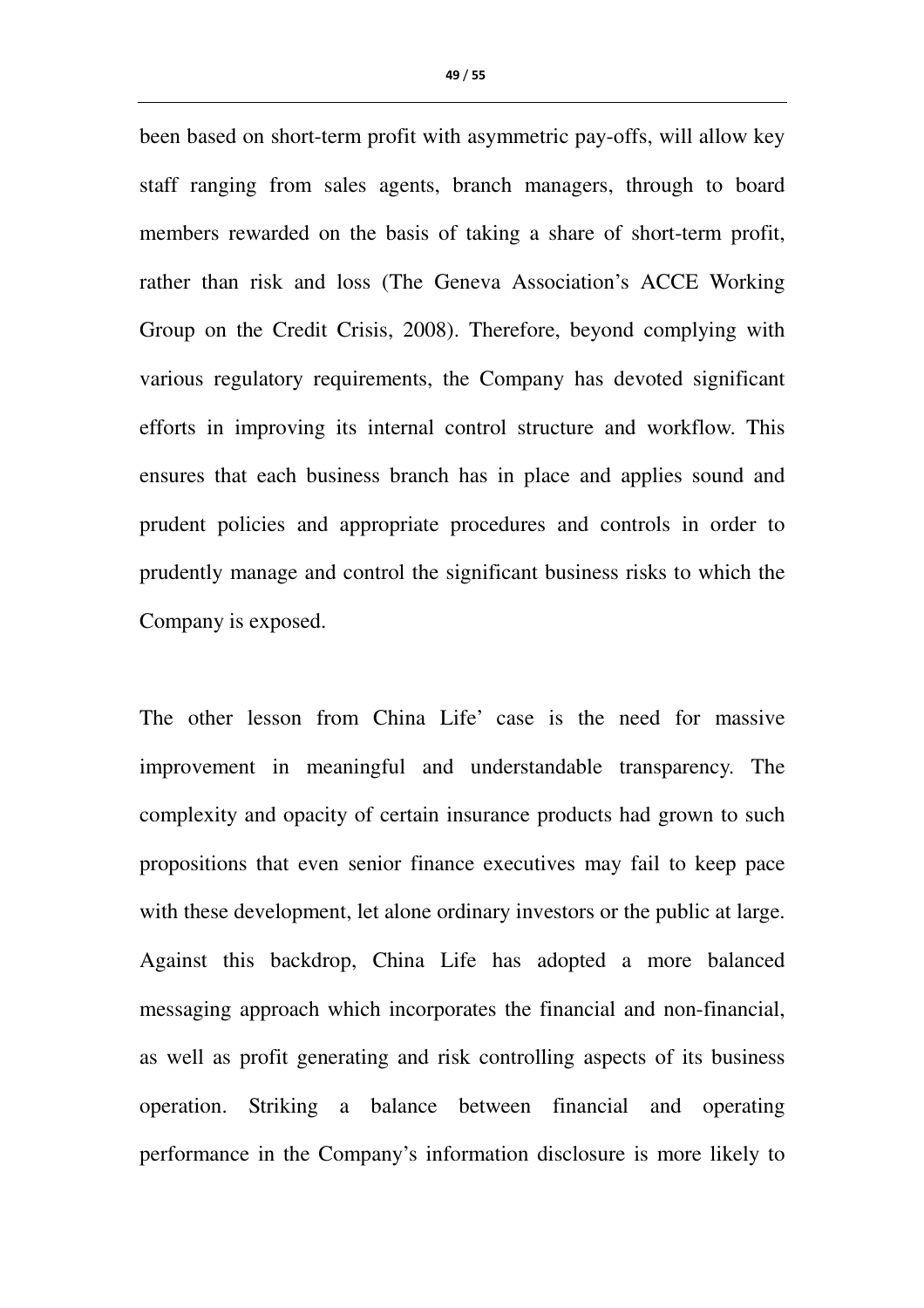been based on short-term profit with asymmetric pay-offs, will allow key staff ranging from sales agents, branch managers, through to board members rewarded on the basis of taking a share of short-term profit, rather than risk and loss (The Geneva Association's ACCE Working Group on the Credit Crisis, 2008). Therefore, beyond complying with various regulatory requirements, the Company has devoted significant efforts in improving its internal control structure and workflow. This ensures that each business branch has in place and applies sound and prudent policies and appropriate procedures and controls in order to prudently manage and control the significant business risks to which the Company is exposed.

The other lesson from China Life' case is the need for massive improvement in meaningful and understandable transparency. The complexity and opacity of certain insurance products had grown to such propositions that even senior finance executives may fail to keep pace with these development, let alone ordinary investors or the public at large. Against this backdrop, China Life has adopted a more balanced messaging approach which incorporates the financial and non-financial, as well as profit generating and risk controlling aspects of its business operation. Striking a balance between financial and operating performance in the Company's information disclosure is more likely to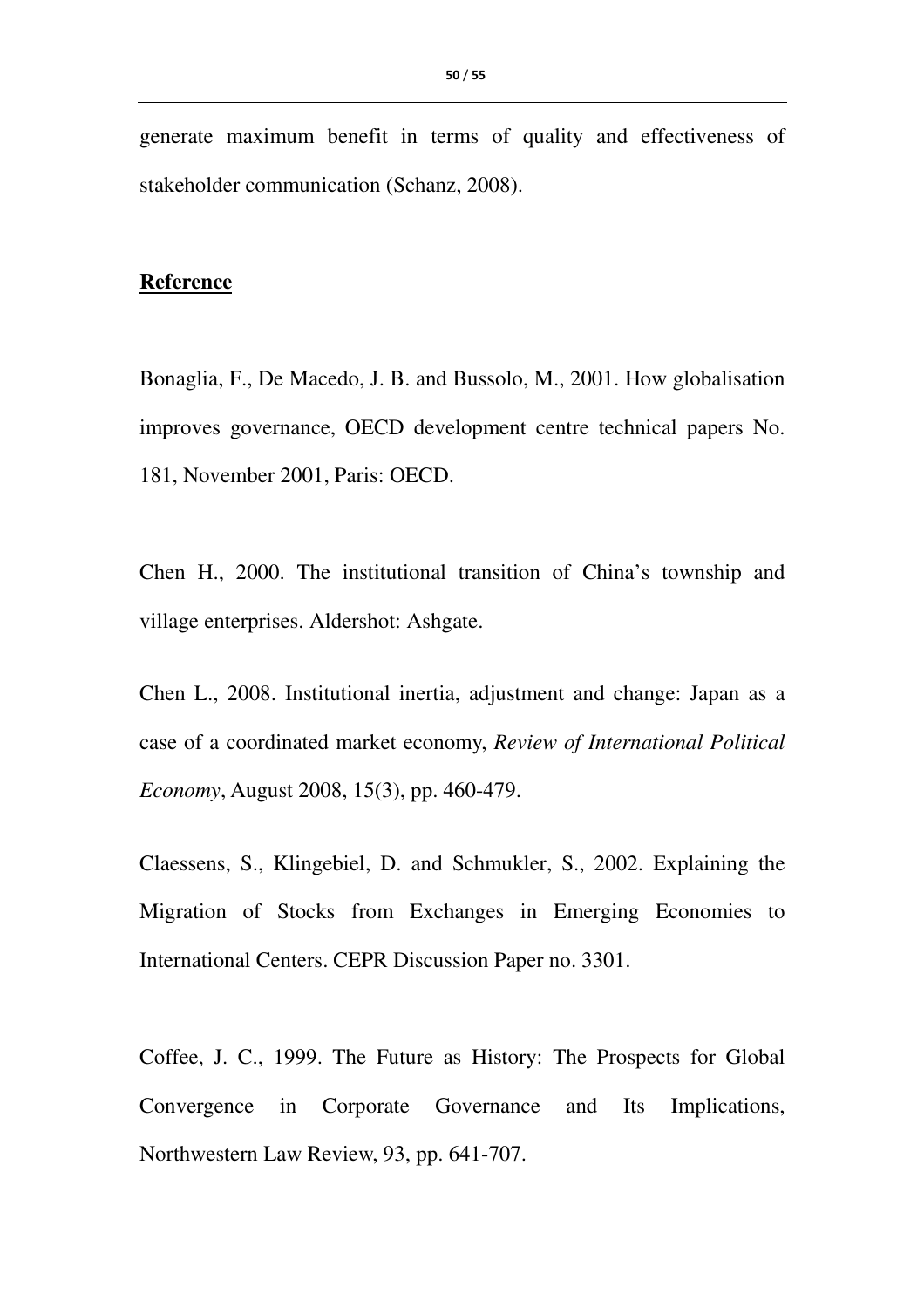generate maximum benefit in terms of quality and effectiveness of stakeholder communication (Schanz, 2008).

## Reference

Bonaglia, F., De Macedo, J. B. and Bussolo, M., 2001. How globalisation improves governance, OECD development centre technical papers No. 181, November 2001, Paris: OECD.

Chen H., 2000. The institutional transition of China's township and village enterprises. Aldershot: Ashgate.

Chen L., 2008. Institutional inertia, adjustment and change: Japan as a case of a coordinated market economy, *Review of International Political Economy*, August 2008, 15(3), pp. 460-479.

Claessens, S., Klingebiel, D. and Schmukler, S., 2002. Explaining the Migration of Stocks from Exchanges in Emerging Economies to International Centers. CEPR Discussion Paper no. 3301.

Coffee, J. C., 1999. The Future as History: The Prospects for Global Convergence in Corporate Governance and Its Implications, Northwestern Law Review, 93, pp. 641-707.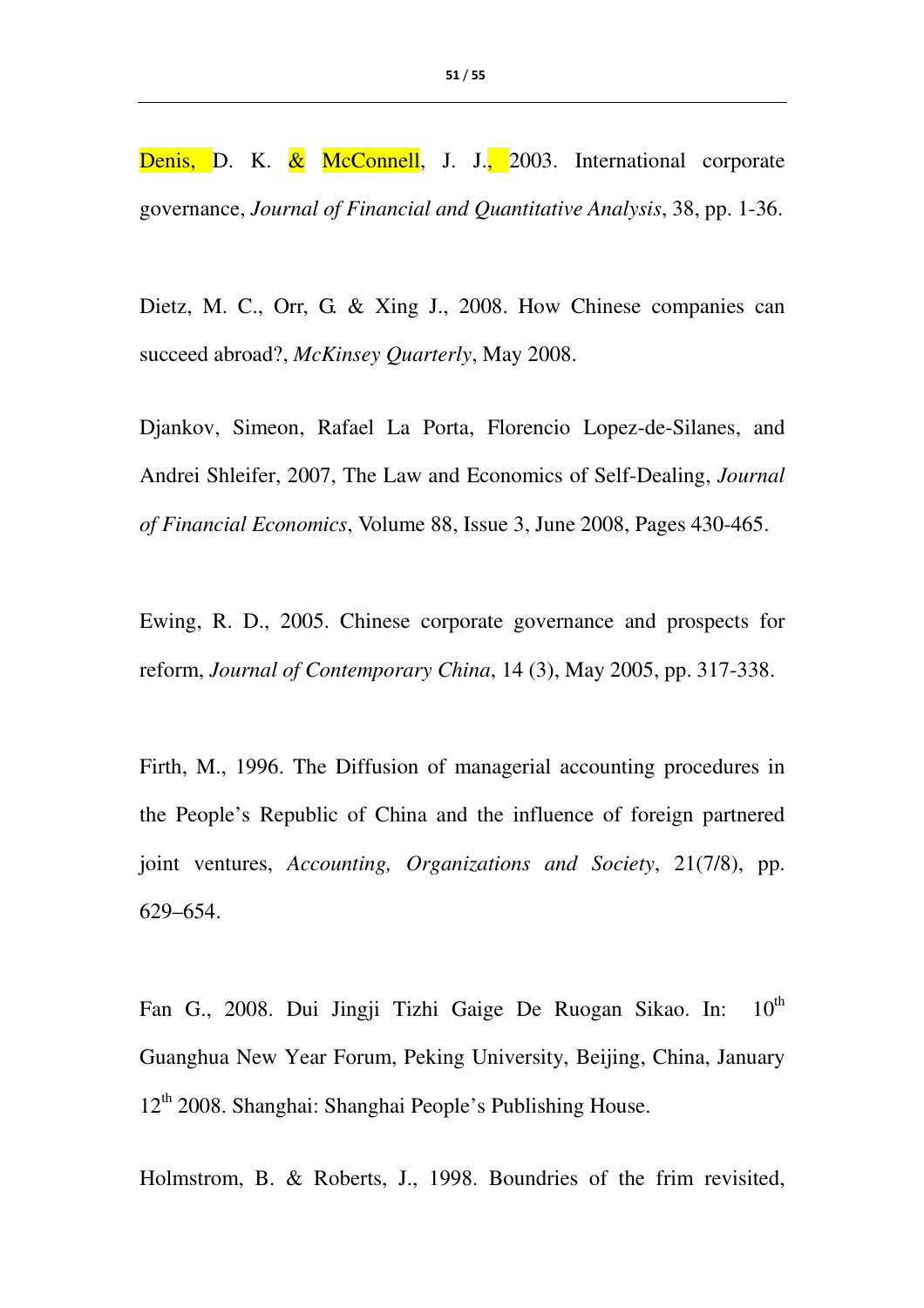Denis, D. K. & McConnell, J. J., 2003. International corporate governance, *Journal of Financial and Quantitative Analysis*, 38, pp. 1-36.

Dietz, M. C., Orr, G. & Xing J., 2008. How Chinese companies can succeed abroad?, *McKinsey Quarterly*, May 2008.

Djankov, Simeon, Rafael La Porta, Florencio Lopez-de-Silanes, and Andrei Shleifer, 2007, The Law and Economics of Self-Dealing, *Journal of Financial Economics*, Volume 88, Issue 3, June 2008, Pages 430-465.

Ewing, R. D., 2005. Chinese corporate governance and prospects for reform, *Journal of Contemporary China*, 14 (3), May 2005, pp. 317-338.

Firth, M., 1996. The Diffusion of managerial accounting procedures in the People's Republic of China and the influence of foreign partnered joint ventures, *Accounting, Organizations and Society*, 21(7/8), pp. 629–654.

Fan G., 2008. Dui Jingji Tizhi Gaige De Ruogan Sikao. In: 10th Guanghua New Year Forum, Peking University, Beijing, China, January 12th 2008. Shanghai: Shanghai People's Publishing House.

Holmstrom, B. & Roberts, J., 1998. Boundries of the frim revisited,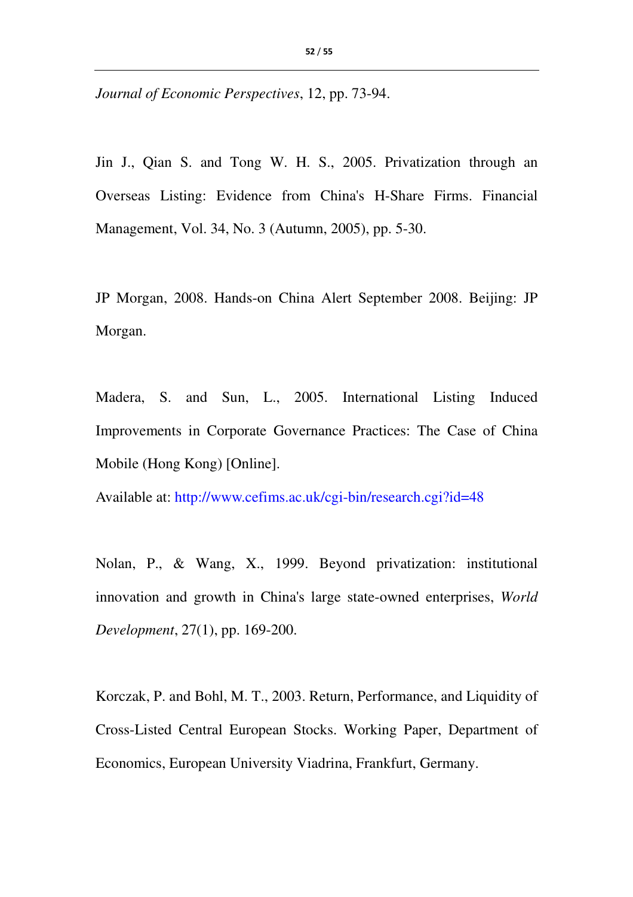*Journal of Economic Perspectives*, 12, pp. 73-94.

Jin J., Qian S. and Tong W. H. S., 2005. Privatization through an Overseas Listing: Evidence from China's H-Share Firms. Financial Management, Vol. 34, No. 3 (Autumn, 2005), pp. 5-30.

JP Morgan, 2008. Hands-on China Alert September 2008. Beijing: JP Morgan.

Madera, S. and Sun, L., 2005. International Listing Induced Improvements in Corporate Governance Practices: The Case of China Mobile (Hong Kong) [Online].

Available at: http://www.cefims.ac.uk/cgi-bin/research.cgi?id=48

Nolan, P., & Wang, X., 1999. Beyond privatization: institutional innovation and growth in China's large state-owned enterprises, *World Development*, 27(1), pp. 169-200.

Korczak, P. and Bohl, M. T., 2003. Return, Performance, and Liquidity of Cross-Listed Central European Stocks. Working Paper, Department of Economics, European University Viadrina, Frankfurt, Germany.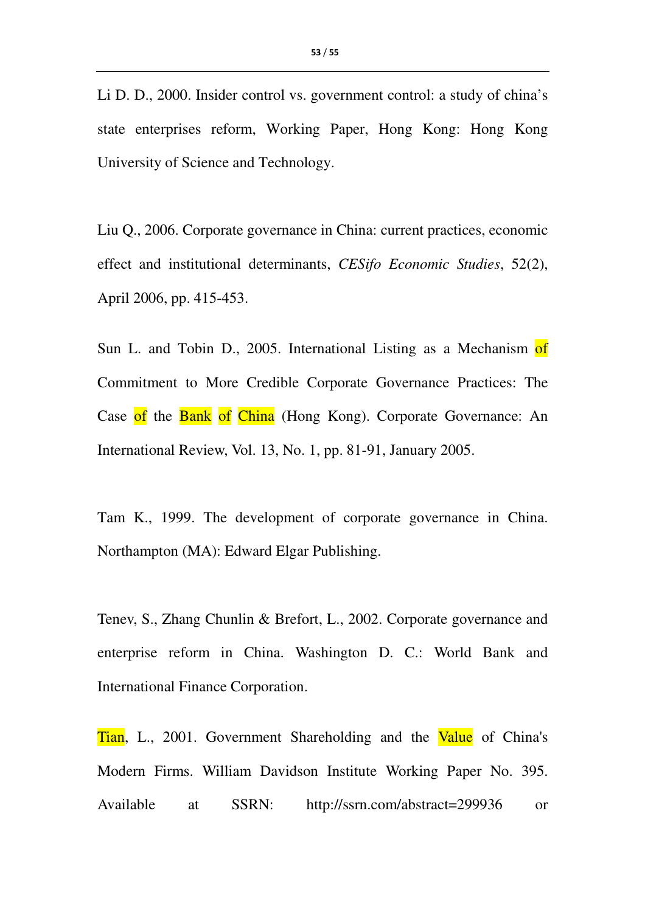Li D. D., 2000. Insider control vs. government control: a study of china's state enterprises reform, Working Paper, Hong Kong: Hong Kong University of Science and Technology.

Liu Q., 2006. Corporate governance in China: current practices, economic effect and institutional determinants, *CESifo Economic Studies*, 52(2), April 2006, pp. 415-453.

Sun L. and Tobin D., 2005. International Listing as a Mechanism of Commitment to More Credible Corporate Governance Practices: The Case of the Bank of China (Hong Kong). Corporate Governance: An International Review, Vol. 13, No. 1, pp. 81-91, January 2005.

Tam K., 1999. The development of corporate governance in China. Northampton (MA): Edward Elgar Publishing.

Tenev, S., Zhang Chunlin & Brefort, L., 2002. Corporate governance and enterprise reform in China. Washington D. C.: World Bank and International Finance Corporation.

Tian, L., 2001. Government Shareholding and the Value of China's Modern Firms. William Davidson Institute Working Paper No. 395. Available at SSRN: http://ssrn.com/abstract=299936 or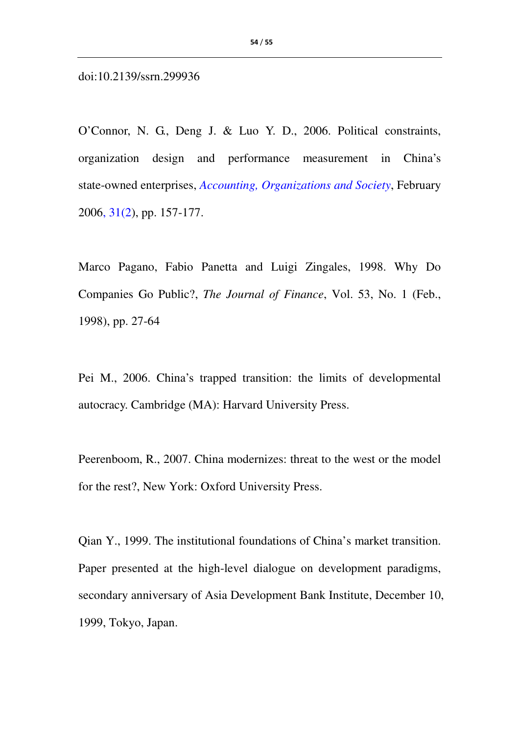doi:10.2139/ssrn.299936

O'Connor, N. G., Deng J. & Luo Y. D., 2006. Political constraints, organization design and performance measurement in China's state-owned enterprises, *Accounting, Organizations and Society*, February 2006, 31(2), pp. 157-177.

Marco Pagano, Fabio Panetta and Luigi Zingales, 1998. Why Do Companies Go Public?, *The Journal of Finance*, Vol. 53, No. 1 (Feb., 1998), pp. 27-64

Pei M., 2006. China's trapped transition: the limits of developmental autocracy. Cambridge (MA): Harvard University Press.

Peerenboom, R., 2007. China modernizes: threat to the west or the model for the rest?, New York: Oxford University Press.

Qian Y., 1999. The institutional foundations of China's market transition. Paper presented at the high-level dialogue on development paradigms, secondary anniversary of Asia Development Bank Institute, December 10, 1999, Tokyo, Japan.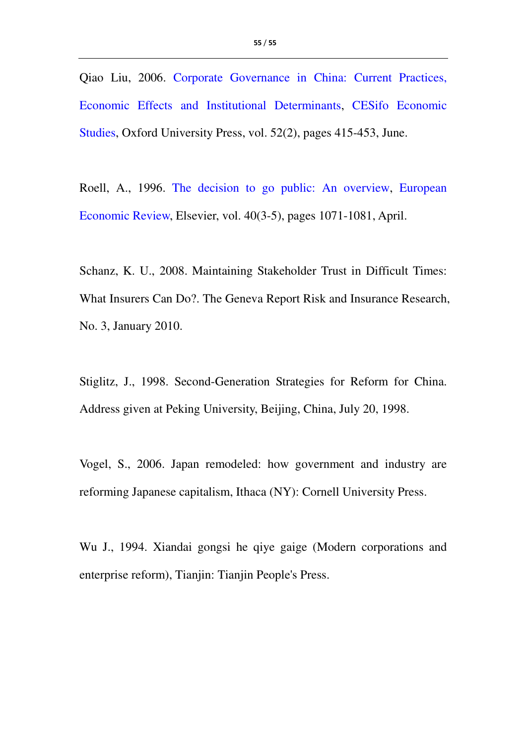Qiao Liu, 2006. Corporate Governance in China: Current Practices, Economic Effects and Institutional Determinants, CESifo Economic Studies, Oxford University Press, vol. 52(2), pages 415-453, June.

Roell, A., 1996. The decision to go public: An overview, European Economic Review, Elsevier, vol. 40(3-5), pages 1071-1081, April.

Schanz, K. U., 2008. Maintaining Stakeholder Trust in Difficult Times: What Insurers Can Do?. The Geneva Report Risk and Insurance Research, No. 3, January 2010.

Stiglitz, J., 1998. Second-Generation Strategies for Reform for China. Address given at Peking University, Beijing, China, July 20, 1998.

Vogel, S., 2006. Japan remodeled: how government and industry are reforming Japanese capitalism, Ithaca (NY): Cornell University Press.

Wu J., 1994. Xiandai gongsi he qiye gaige (Modern corporations and enterprise reform), Tianjin: Tianjin People's Press.